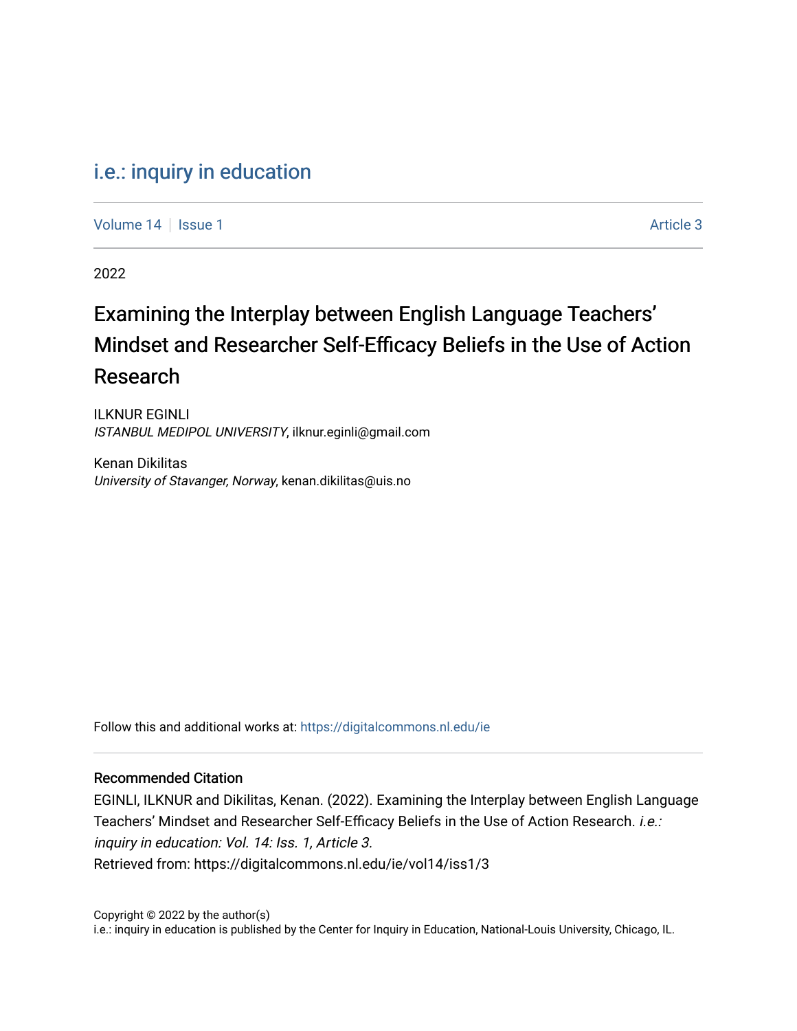i.e.: inquiry in education

Volume 14 | Issue 1 | Article 3

2022

# Examining the Interplay between English Language Teachers' Mindset and Researcher Self-Efficacy Beliefs in the Use of Action Research

ILKNUR EGINLI
*ISTANBUL MEDIPOL UNIVERSITY*, ilknur.eginli@gmail.com

Kenan Dikilitas
*University of Stavanger, Norway*, kenan.dikilitas@uis.no

Follow this and additional works at: https://digitalcommons.nl.edu/ie

## Recommended Citation

EGINLI, ILKNUR and Dikilitas, Kenan. (2022). Examining the Interplay between English Language Teachers' Mindset and Researcher Self-Efficacy Beliefs in the Use of Action Research. *i.e.: inquiry in education: Vol. 14: Iss. 1, Article 3.*
Retrieved from: https://digitalcommons.nl.edu/ie/vol14/iss1/3

Copyright © 2022 by the author(s)
i.e.: inquiry in education is published by the Center for Inquiry in Education, National-Louis University, Chicago, IL.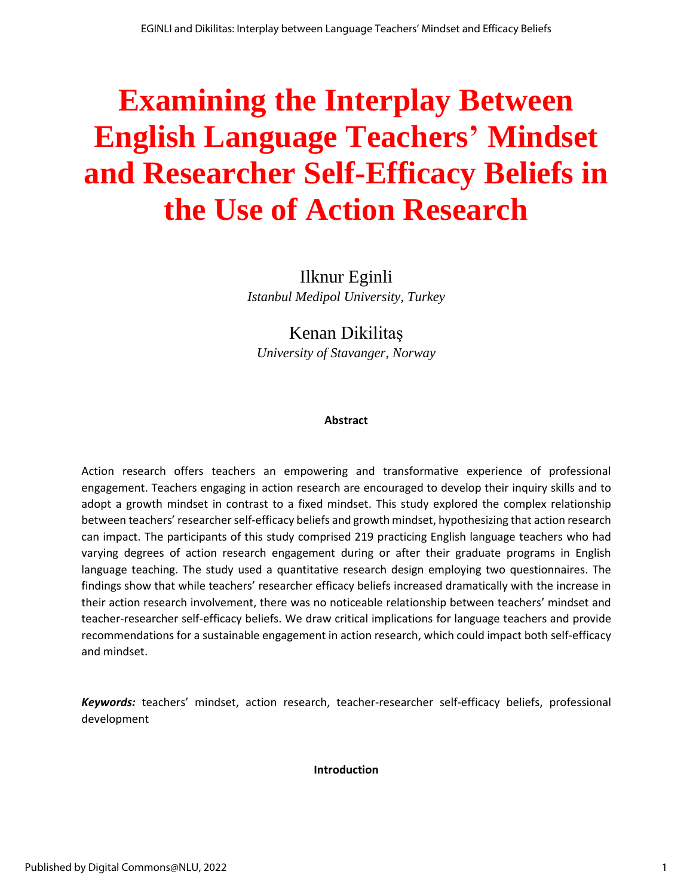# Examining the Interplay Between English Language Teachers' Mindset and Researcher Self-Efficacy Beliefs in the Use of Action Research

Ilknur Eginli
*Istanbul Medipol University, Turkey*

Kenan Dikilitaş
*University of Stavanger, Norway*

**Abstract**

Action research offers teachers an empowering and transformative experience of professional engagement. Teachers engaging in action research are encouraged to develop their inquiry skills and to adopt a growth mindset in contrast to a fixed mindset. This study explored the complex relationship between teachers' researcher self-efficacy beliefs and growth mindset, hypothesizing that action research can impact. The participants of this study comprised 219 practicing English language teachers who had varying degrees of action research engagement during or after their graduate programs in English language teaching. The study used a quantitative research design employing two questionnaires. The findings show that while teachers' researcher efficacy beliefs increased dramatically with the increase in their action research involvement, there was no noticeable relationship between teachers' mindset and teacher-researcher self-efficacy beliefs. We draw critical implications for language teachers and provide recommendations for a sustainable engagement in action research, which could impact both self-efficacy and mindset.

***Keywords:*** teachers' mindset, action research, teacher-researcher self-efficacy beliefs, professional development

**Introduction**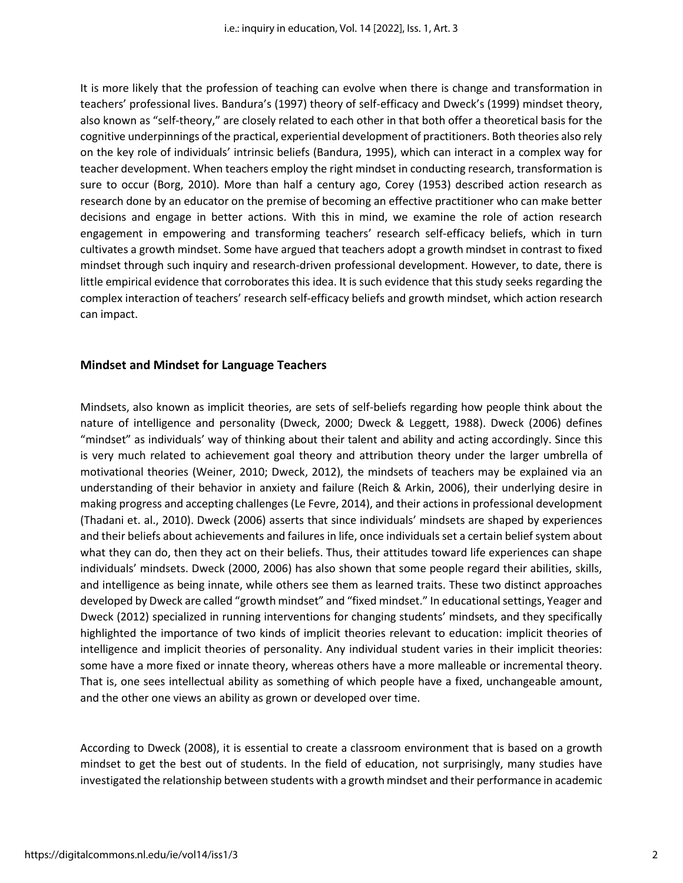It is more likely that the profession of teaching can evolve when there is change and transformation in teachers' professional lives. Bandura's (1997) theory of self-efficacy and Dweck's (1999) mindset theory, also known as "self-theory," are closely related to each other in that both offer a theoretical basis for the cognitive underpinnings of the practical, experiential development of practitioners. Both theories also rely on the key role of individuals' intrinsic beliefs (Bandura, 1995), which can interact in a complex way for teacher development. When teachers employ the right mindset in conducting research, transformation is sure to occur (Borg, 2010). More than half a century ago, Corey (1953) described action research as research done by an educator on the premise of becoming an effective practitioner who can make better decisions and engage in better actions. With this in mind, we examine the role of action research engagement in empowering and transforming teachers' research self-efficacy beliefs, which in turn cultivates a growth mindset. Some have argued that teachers adopt a growth mindset in contrast to fixed mindset through such inquiry and research-driven professional development. However, to date, there is little empirical evidence that corroborates this idea. It is such evidence that this study seeks regarding the complex interaction of teachers' research self-efficacy beliefs and growth mindset, which action research can impact.

## Mindset and Mindset for Language Teachers

Mindsets, also known as implicit theories, are sets of self-beliefs regarding how people think about the nature of intelligence and personality (Dweck, 2000; Dweck & Leggett, 1988). Dweck (2006) defines "mindset" as individuals' way of thinking about their talent and ability and acting accordingly. Since this is very much related to achievement goal theory and attribution theory under the larger umbrella of motivational theories (Weiner, 2010; Dweck, 2012), the mindsets of teachers may be explained via an understanding of their behavior in anxiety and failure (Reich & Arkin, 2006), their underlying desire in making progress and accepting challenges (Le Fevre, 2014), and their actions in professional development (Thadani et. al., 2010). Dweck (2006) asserts that since individuals' mindsets are shaped by experiences and their beliefs about achievements and failures in life, once individuals set a certain belief system about what they can do, then they act on their beliefs. Thus, their attitudes toward life experiences can shape individuals' mindsets. Dweck (2000, 2006) has also shown that some people regard their abilities, skills, and intelligence as being innate, while others see them as learned traits. These two distinct approaches developed by Dweck are called "growth mindset" and "fixed mindset." In educational settings, Yeager and Dweck (2012) specialized in running interventions for changing students' mindsets, and they specifically highlighted the importance of two kinds of implicit theories relevant to education: implicit theories of intelligence and implicit theories of personality. Any individual student varies in their implicit theories: some have a more fixed or innate theory, whereas others have a more malleable or incremental theory. That is, one sees intellectual ability as something of which people have a fixed, unchangeable amount, and the other one views an ability as grown or developed over time.

According to Dweck (2008), it is essential to create a classroom environment that is based on a growth mindset to get the best out of students. In the field of education, not surprisingly, many studies have investigated the relationship between students with a growth mindset and their performance in academic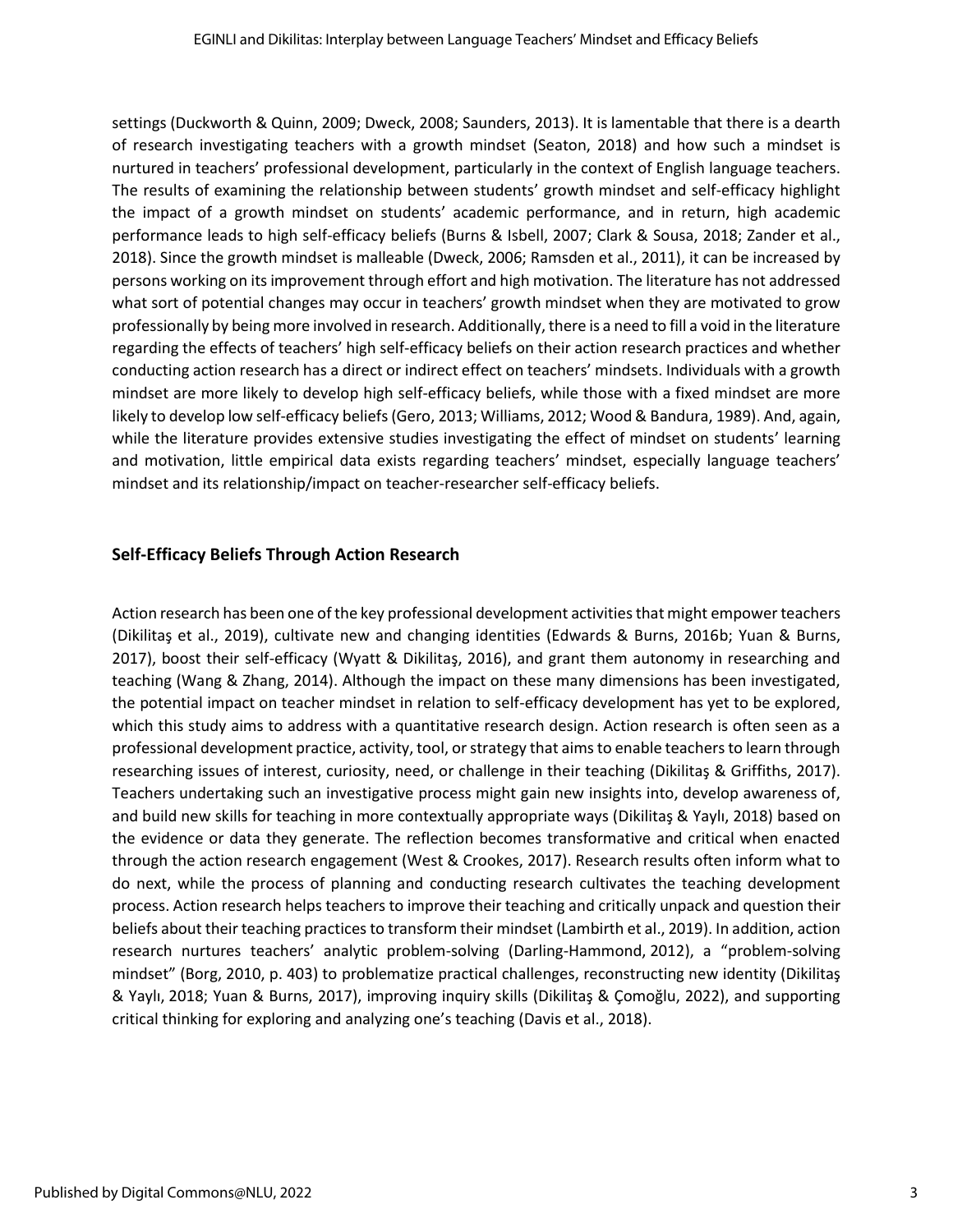settings (Duckworth & Quinn, 2009; Dweck, 2008; Saunders, 2013). It is lamentable that there is a dearth of research investigating teachers with a growth mindset (Seaton, 2018) and how such a mindset is nurtured in teachers' professional development, particularly in the context of English language teachers. The results of examining the relationship between students' growth mindset and self-efficacy highlight the impact of a growth mindset on students' academic performance, and in return, high academic performance leads to high self-efficacy beliefs (Burns & Isbell, 2007; Clark & Sousa, 2018; Zander et al., 2018). Since the growth mindset is malleable (Dweck, 2006; Ramsden et al., 2011), it can be increased by persons working on its improvement through effort and high motivation. The literature has not addressed what sort of potential changes may occur in teachers' growth mindset when they are motivated to grow professionally by being more involved in research. Additionally, there is a need to fill a void in the literature regarding the effects of teachers' high self-efficacy beliefs on their action research practices and whether conducting action research has a direct or indirect effect on teachers' mindsets. Individuals with a growth mindset are more likely to develop high self-efficacy beliefs, while those with a fixed mindset are more likely to develop low self-efficacy beliefs (Gero, 2013; Williams, 2012; Wood & Bandura, 1989). And, again, while the literature provides extensive studies investigating the effect of mindset on students' learning and motivation, little empirical data exists regarding teachers' mindset, especially language teachers' mindset and its relationship/impact on teacher-researcher self-efficacy beliefs.

## Self-Efficacy Beliefs Through Action Research

Action research has been one of the key professional development activities that might empower teachers (Dikilitaş et al., 2019), cultivate new and changing identities (Edwards & Burns, 2016b; Yuan & Burns, 2017), boost their self-efficacy (Wyatt & Dikilitaş, 2016), and grant them autonomy in researching and teaching (Wang & Zhang, 2014). Although the impact on these many dimensions has been investigated, the potential impact on teacher mindset in relation to self-efficacy development has yet to be explored, which this study aims to address with a quantitative research design. Action research is often seen as a professional development practice, activity, tool, or strategy that aims to enable teachers to learn through researching issues of interest, curiosity, need, or challenge in their teaching (Dikilitaş & Griffiths, 2017). Teachers undertaking such an investigative process might gain new insights into, develop awareness of, and build new skills for teaching in more contextually appropriate ways (Dikilitaş & Yaylı, 2018) based on the evidence or data they generate. The reflection becomes transformative and critical when enacted through the action research engagement (West & Crookes, 2017). Research results often inform what to do next, while the process of planning and conducting research cultivates the teaching development process. Action research helps teachers to improve their teaching and critically unpack and question their beliefs about their teaching practices to transform their mindset (Lambirth et al., 2019). In addition, action research nurtures teachers' analytic problem-solving (Darling-Hammond, 2012), a "problem-solving mindset" (Borg, 2010, p. 403) to problematize practical challenges, reconstructing new identity (Dikilitaş & Yaylı, 2018; Yuan & Burns, 2017), improving inquiry skills (Dikilitaş & Çomoğlu, 2022), and supporting critical thinking for exploring and analyzing one's teaching (Davis et al., 2018).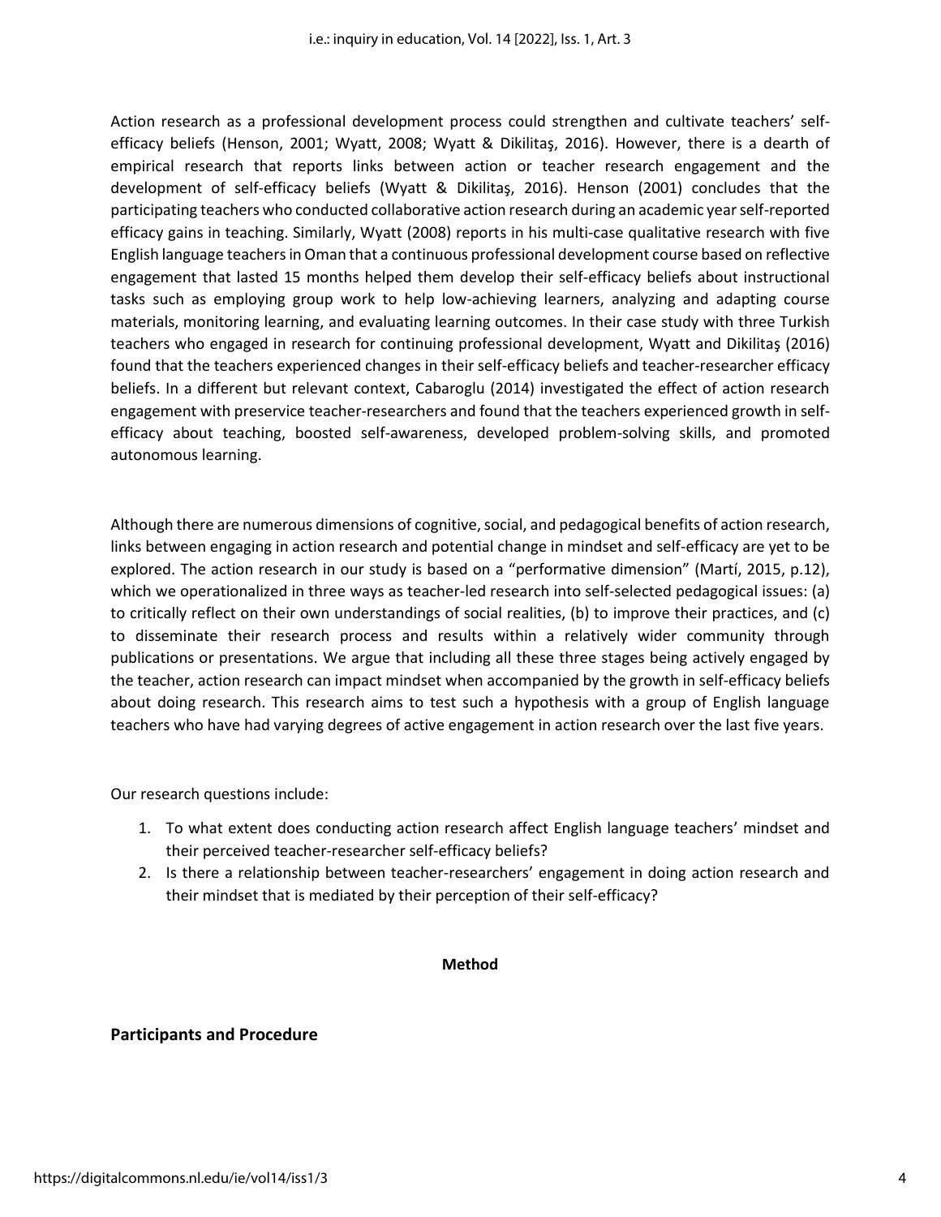Action research as a professional development process could strengthen and cultivate teachers' self-efficacy beliefs (Henson, 2001; Wyatt, 2008; Wyatt & Dikilitaş, 2016). However, there is a dearth of empirical research that reports links between action or teacher research engagement and the development of self-efficacy beliefs (Wyatt & Dikilitaş, 2016). Henson (2001) concludes that the participating teachers who conducted collaborative action research during an academic year self-reported efficacy gains in teaching. Similarly, Wyatt (2008) reports in his multi-case qualitative research with five English language teachers in Oman that a continuous professional development course based on reflective engagement that lasted 15 months helped them develop their self-efficacy beliefs about instructional tasks such as employing group work to help low-achieving learners, analyzing and adapting course materials, monitoring learning, and evaluating learning outcomes. In their case study with three Turkish teachers who engaged in research for continuing professional development, Wyatt and Dikilitaş (2016) found that the teachers experienced changes in their self-efficacy beliefs and teacher-researcher efficacy beliefs. In a different but relevant context, Cabaroglu (2014) investigated the effect of action research engagement with preservice teacher-researchers and found that the teachers experienced growth in self-efficacy about teaching, boosted self-awareness, developed problem-solving skills, and promoted autonomous learning.

Although there are numerous dimensions of cognitive, social, and pedagogical benefits of action research, links between engaging in action research and potential change in mindset and self-efficacy are yet to be explored. The action research in our study is based on a "performative dimension" (Martí, 2015, p.12), which we operationalized in three ways as teacher-led research into self-selected pedagogical issues: (a) to critically reflect on their own understandings of social realities, (b) to improve their practices, and (c) to disseminate their research process and results within a relatively wider community through publications or presentations. We argue that including all these three stages being actively engaged by the teacher, action research can impact mindset when accompanied by the growth in self-efficacy beliefs about doing research. This research aims to test such a hypothesis with a group of English language teachers who have had varying degrees of active engagement in action research over the last five years.

Our research questions include:

1. To what extent does conducting action research affect English language teachers' mindset and their perceived teacher-researcher self-efficacy beliefs?
2. Is there a relationship between teacher-researchers' engagement in doing action research and their mindset that is mediated by their perception of their self-efficacy?

## Method

### Participants and Procedure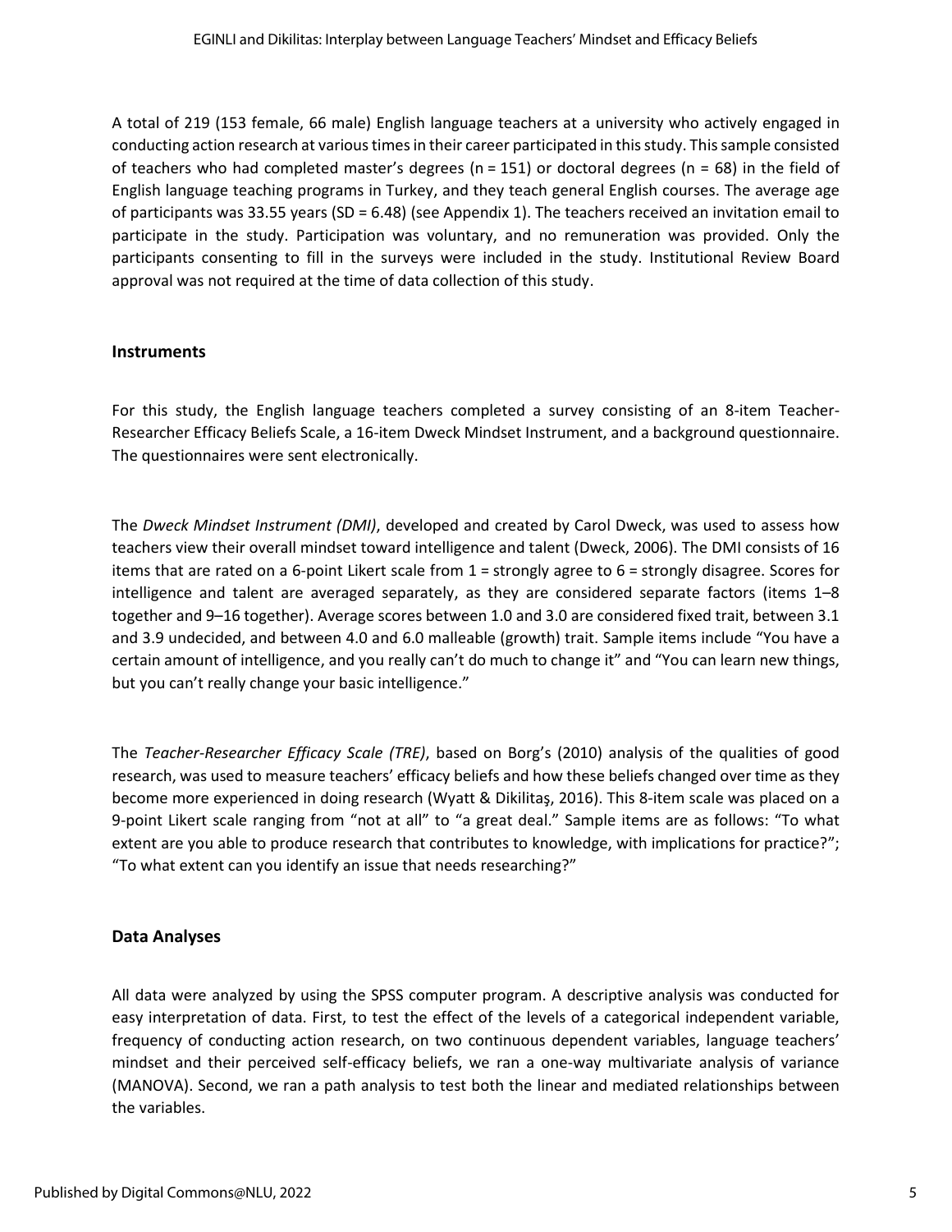A total of 219 (153 female, 66 male) English language teachers at a university who actively engaged in conducting action research at various times in their career participated in this study. This sample consisted of teachers who had completed master's degrees (n = 151) or doctoral degrees (n = 68) in the field of English language teaching programs in Turkey, and they teach general English courses. The average age of participants was 33.55 years (SD = 6.48) (see Appendix 1). The teachers received an invitation email to participate in the study. Participation was voluntary, and no remuneration was provided. Only the participants consenting to fill in the surveys were included in the study. Institutional Review Board approval was not required at the time of data collection of this study.

### Instruments

For this study, the English language teachers completed a survey consisting of an 8-item Teacher-Researcher Efficacy Beliefs Scale, a 16-item Dweck Mindset Instrument, and a background questionnaire. The questionnaires were sent electronically.

The *Dweck Mindset Instrument (DMI)*, developed and created by Carol Dweck, was used to assess how teachers view their overall mindset toward intelligence and talent (Dweck, 2006). The DMI consists of 16 items that are rated on a 6-point Likert scale from 1 = strongly agree to 6 = strongly disagree. Scores for intelligence and talent are averaged separately, as they are considered separate factors (items 1–8 together and 9–16 together). Average scores between 1.0 and 3.0 are considered fixed trait, between 3.1 and 3.9 undecided, and between 4.0 and 6.0 malleable (growth) trait. Sample items include "You have a certain amount of intelligence, and you really can't do much to change it" and "You can learn new things, but you can't really change your basic intelligence."

The *Teacher-Researcher Efficacy Scale (TRE)*, based on Borg's (2010) analysis of the qualities of good research, was used to measure teachers' efficacy beliefs and how these beliefs changed over time as they become more experienced in doing research (Wyatt & Dikilitaş, 2016). This 8-item scale was placed on a 9-point Likert scale ranging from "not at all" to "a great deal." Sample items are as follows: "To what extent are you able to produce research that contributes to knowledge, with implications for practice?"; "To what extent can you identify an issue that needs researching?"

### Data Analyses

All data were analyzed by using the SPSS computer program. A descriptive analysis was conducted for easy interpretation of data. First, to test the effect of the levels of a categorical independent variable, frequency of conducting action research, on two continuous dependent variables, language teachers' mindset and their perceived self-efficacy beliefs, we ran a one-way multivariate analysis of variance (MANOVA). Second, we ran a path analysis to test both the linear and mediated relationships between the variables.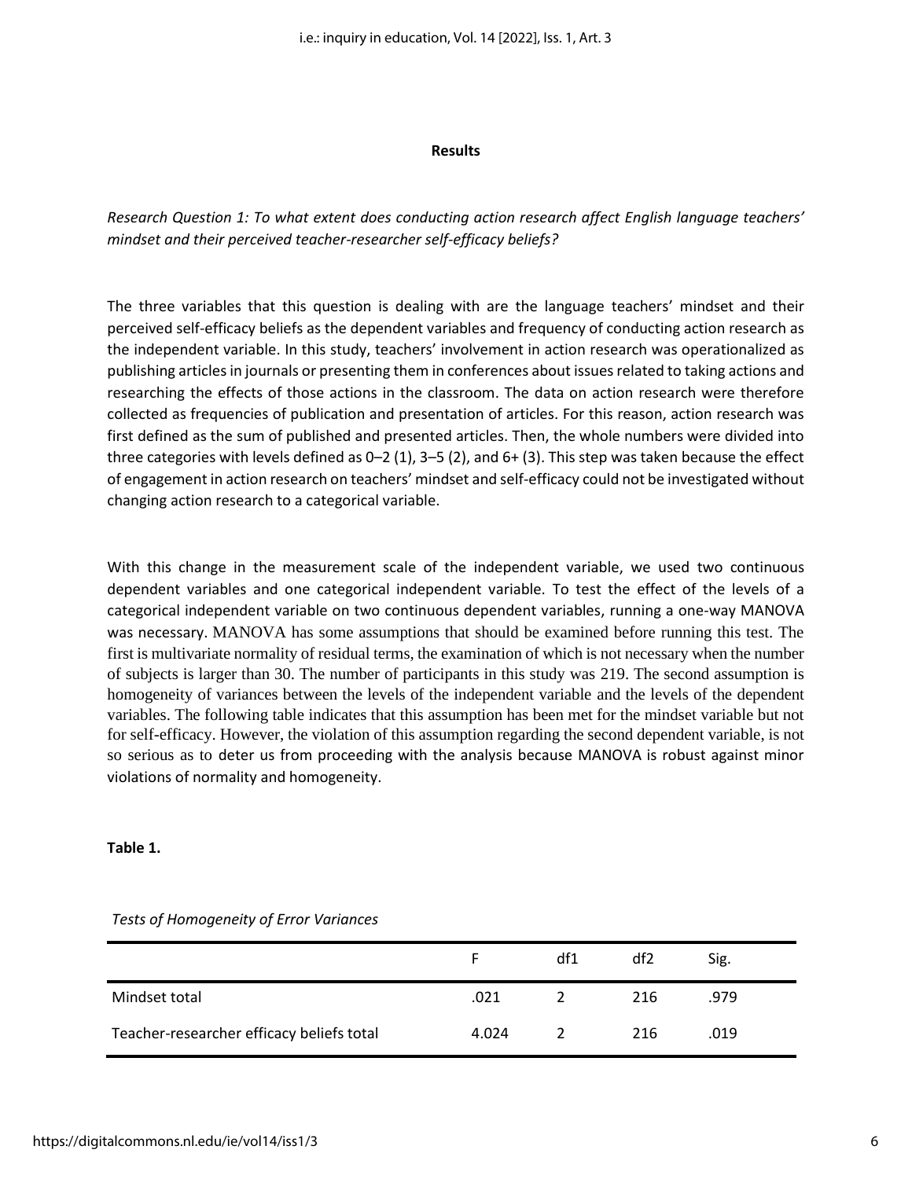## Results

*Research Question 1: To what extent does conducting action research affect English language teachers' mindset and their perceived teacher-researcher self-efficacy beliefs?*

The three variables that this question is dealing with are the language teachers' mindset and their perceived self-efficacy beliefs as the dependent variables and frequency of conducting action research as the independent variable. In this study, teachers' involvement in action research was operationalized as publishing articles in journals or presenting them in conferences about issues related to taking actions and researching the effects of those actions in the classroom. The data on action research were therefore collected as frequencies of publication and presentation of articles. For this reason, action research was first defined as the sum of published and presented articles. Then, the whole numbers were divided into three categories with levels defined as 0–2 (1), 3–5 (2), and 6+ (3). This step was taken because the effect of engagement in action research on teachers' mindset and self-efficacy could not be investigated without changing action research to a categorical variable.

With this change in the measurement scale of the independent variable, we used two continuous dependent variables and one categorical independent variable. To test the effect of the levels of a categorical independent variable on two continuous dependent variables, running a one-way MANOVA was necessary. MANOVA has some assumptions that should be examined before running this test. The first is multivariate normality of residual terms, the examination of which is not necessary when the number of subjects is larger than 30. The number of participants in this study was 219. The second assumption is homogeneity of variances between the levels of the independent variable and the levels of the dependent variables. The following table indicates that this assumption has been met for the mindset variable but not for self-efficacy. However, the violation of this assumption regarding the second dependent variable, is not so serious as to deter us from proceeding with the analysis because MANOVA is robust against minor violations of normality and homogeneity.

**Table 1.**

*Tests of Homogeneity of Error Variances*

| | F | df1 | df2 | Sig. |
|---|---|---|---|---|
| Mindset total | .021 | 2 | 216 | .979 |
| Teacher-researcher efficacy beliefs total | 4.024 | 2 | 216 | .019 |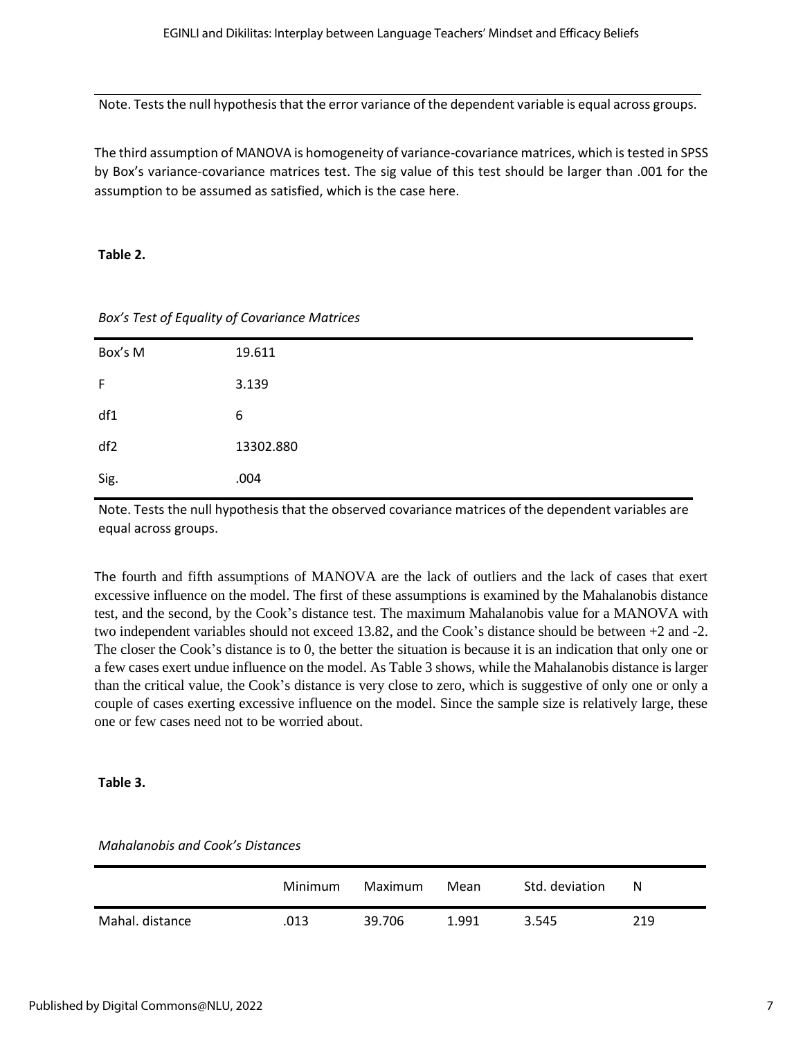Note. Tests the null hypothesis that the error variance of the dependent variable is equal across groups.

The third assumption of MANOVA is homogeneity of variance-covariance matrices, which is tested in SPSS by Box's variance-covariance matrices test. The sig value of this test should be larger than .001 for the assumption to be assumed as satisfied, which is the case here.

**Table 2.**

*Box's Test of Equality of Covariance Matrices*

| | |
|---|---|
| Box's M | 19.611 |
| F | 3.139 |
| df1 | 6 |
| df2 | 13302.880 |
| Sig. | .004 |

Note. Tests the null hypothesis that the observed covariance matrices of the dependent variables are equal across groups.

The fourth and fifth assumptions of MANOVA are the lack of outliers and the lack of cases that exert excessive influence on the model. The first of these assumptions is examined by the Mahalanobis distance test, and the second, by the Cook's distance test. The maximum Mahalanobis value for a MANOVA with two independent variables should not exceed 13.82, and the Cook's distance should be between +2 and -2. The closer the Cook's distance is to 0, the better the situation is because it is an indication that only one or a few cases exert undue influence on the model. As Table 3 shows, while the Mahalanobis distance is larger than the critical value, the Cook's distance is very close to zero, which is suggestive of only one or only a couple of cases exerting excessive influence on the model. Since the sample size is relatively large, these one or few cases need not to be worried about.

**Table 3.**

*Mahalanobis and Cook's Distances*

| | Minimum | Maximum | Mean | Std. deviation | N |
|---|---|---|---|---|---|
| Mahal. distance | .013 | 39.706 | 1.991 | 3.545 | 219 |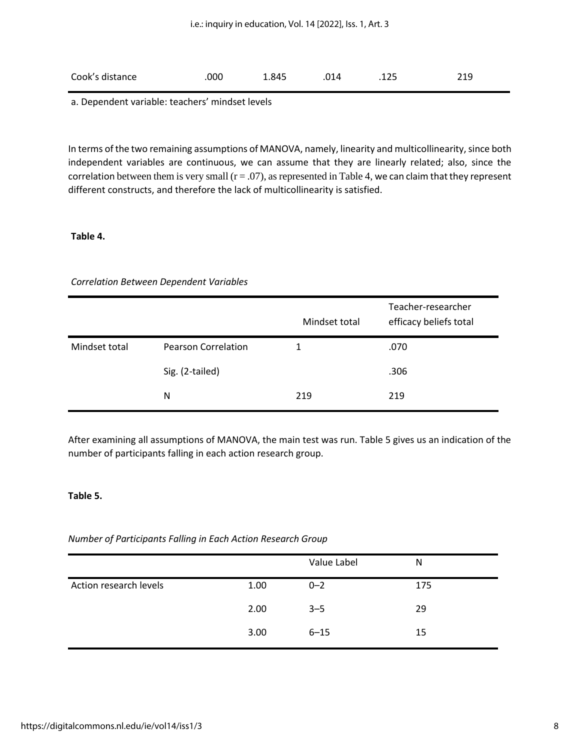| Cook's distance | .000 | 1.845 | .014 | .125 | 219 |
|---|---|---|---|---|---|

a. Dependent variable: teachers' mindset levels

In terms of the two remaining assumptions of MANOVA, namely, linearity and multicollinearity, since both independent variables are continuous, we can assume that they are linearly related; also, since the correlation between them is very small ($r = .07$), as represented in Table 4, we can claim that they represent different constructs, and therefore the lack of multicollinearity is satisfied.

**Table 4.**

*Correlation Between Dependent Variables*

| | | Mindset total | Teacher-researcher efficacy beliefs total |
|---|---|---|---|
| Mindset total | Pearson Correlation | 1 | .070 |
| | Sig. (2-tailed) | | .306 |
| | N | 219 | 219 |

After examining all assumptions of MANOVA, the main test was run. Table 5 gives us an indication of the number of participants falling in each action research group.

**Table 5.**

*Number of Participants Falling in Each Action Research Group*

| | | Value Label | N |
|---|---|---|---|
| Action research levels | 1.00 | 0–2 | 175 |
| | 2.00 | 3–5 | 29 |
| | 3.00 | 6–15 | 15 |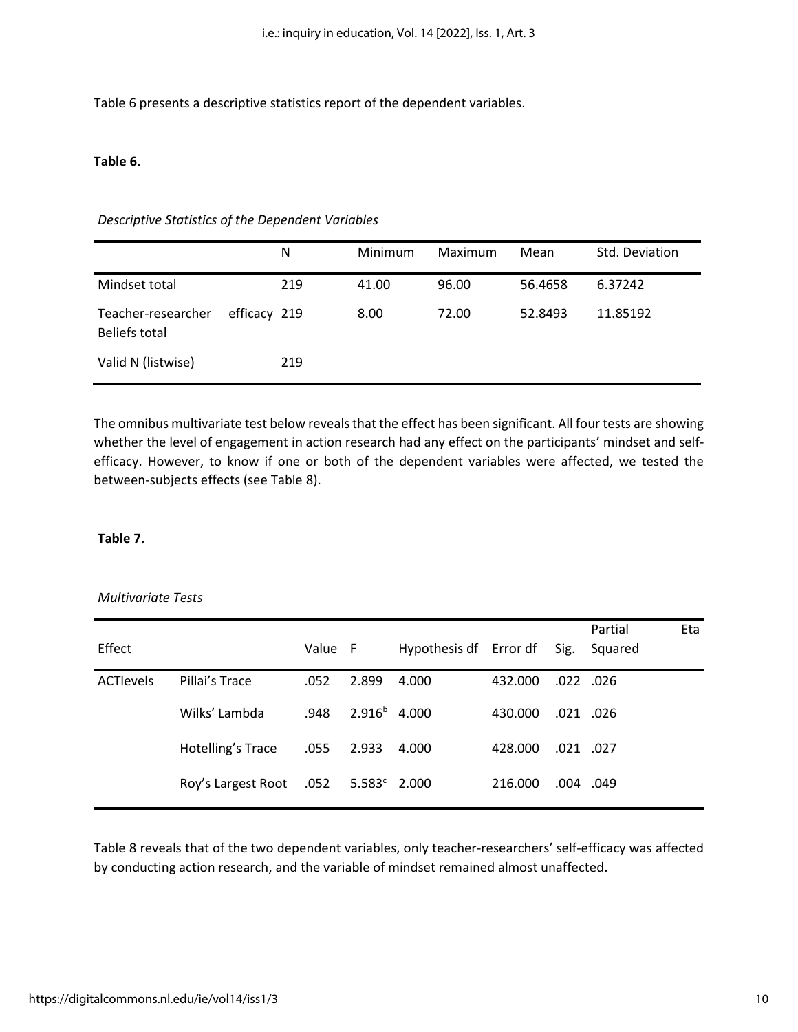Table 6 presents a descriptive statistics report of the dependent variables.

**Table 6.**

*Descriptive Statistics of the Dependent Variables*

| | N | Minimum | Maximum | Mean | Std. Deviation |
|---|---|---|---|---|---|
| Mindset total | 219 | 41.00 | 96.00 | 56.4658 | 6.37242 |
| Teacher-researcher efficacy Beliefs total | 219 | 8.00 | 72.00 | 52.8493 | 11.85192 |
| Valid N (listwise) | 219 | | | | |

The omnibus multivariate test below reveals that the effect has been significant. All four tests are showing whether the level of engagement in action research had any effect on the participants' mindset and self-efficacy. However, to know if one or both of the dependent variables were affected, we tested the between-subjects effects (see Table 8).

**Table 7.**

*Multivariate Tests*

| Effect | | Value | F | Hypothesis df | Error df | Sig. | Partial Eta Squared |
|---|---|---|---|---|---|---|---|
| ACTlevels | Pillai's Trace | .052 | 2.899 | 4.000 | 432.000 | .022 | .026 |
| | Wilks' Lambda | .948 | 2.916[b] | 4.000 | 430.000 | .021 | .026 |
| | Hotelling's Trace | .055 | 2.933 | 4.000 | 428.000 | .021 | .027 |
| | Roy's Largest Root | .052 | 5.583[c] | 2.000 | 216.000 | .004 | .049 |

Table 8 reveals that of the two dependent variables, only teacher-researchers' self-efficacy was affected by conducting action research, and the variable of mindset remained almost unaffected.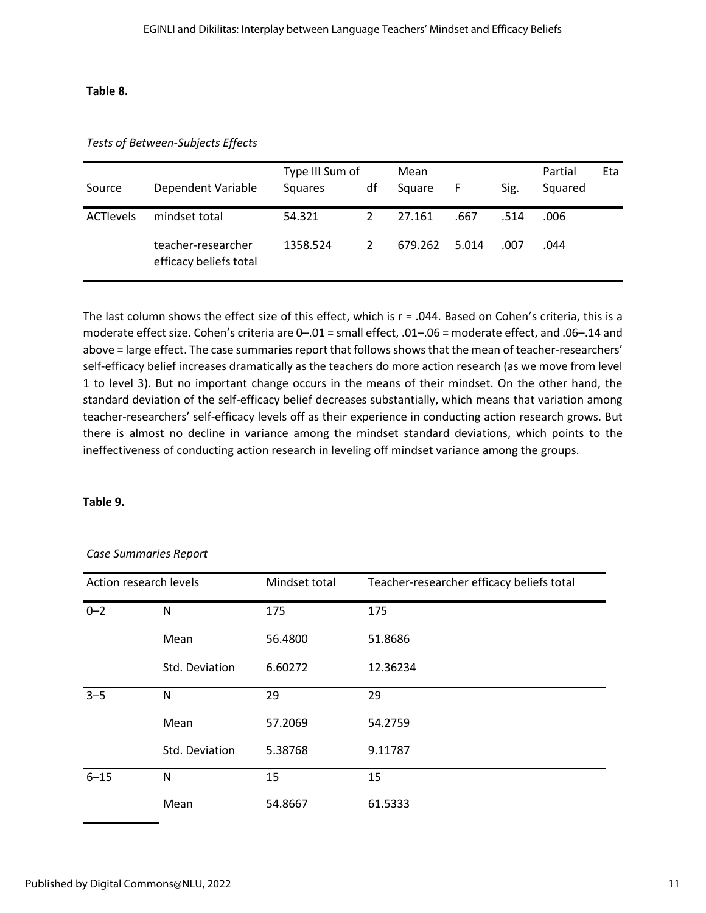**Table 8.**

*Tests of Between-Subjects Effects*

| Source | Dependent Variable | Type III Sum of Squares | df | Mean Square | F | Sig. | Partial Eta Squared |
|---|---|---|---|---|---|---|---|
| ACTlevels | mindset total | 54.321 | 2 | 27.161 | .667 | .514 | .006 |
| | teacher-researcher efficacy beliefs total | 1358.524 | 2 | 679.262 | 5.014 | .007 | .044 |

The last column shows the effect size of this effect, which is r = .044. Based on Cohen's criteria, this is a moderate effect size. Cohen's criteria are 0–.01 = small effect, .01–.06 = moderate effect, and .06–.14 and above = large effect. The case summaries report that follows shows that the mean of teacher-researchers' self-efficacy belief increases dramatically as the teachers do more action research (as we move from level 1 to level 3). But no important change occurs in the means of their mindset. On the other hand, the standard deviation of the self-efficacy belief decreases substantially, which means that variation among teacher-researchers' self-efficacy levels off as their experience in conducting action research grows. But there is almost no decline in variance among the mindset standard deviations, which points to the ineffectiveness of conducting action research in leveling off mindset variance among the groups.

**Table 9.**

*Case Summaries Report*

| Action research levels | | Mindset total | Teacher-researcher efficacy beliefs total |
|---|---|---|---|
| 0–2 | N | 175 | 175 |
| | Mean | 56.4800 | 51.8686 |
| | Std. Deviation | 6.60272 | 12.36234 |
| 3–5 | N | 29 | 29 |
| | Mean | 57.2069 | 54.2759 |
| | Std. Deviation | 5.38768 | 9.11787 |
| 6–15 | N | 15 | 15 |
| | Mean | 54.8667 | 61.5333 |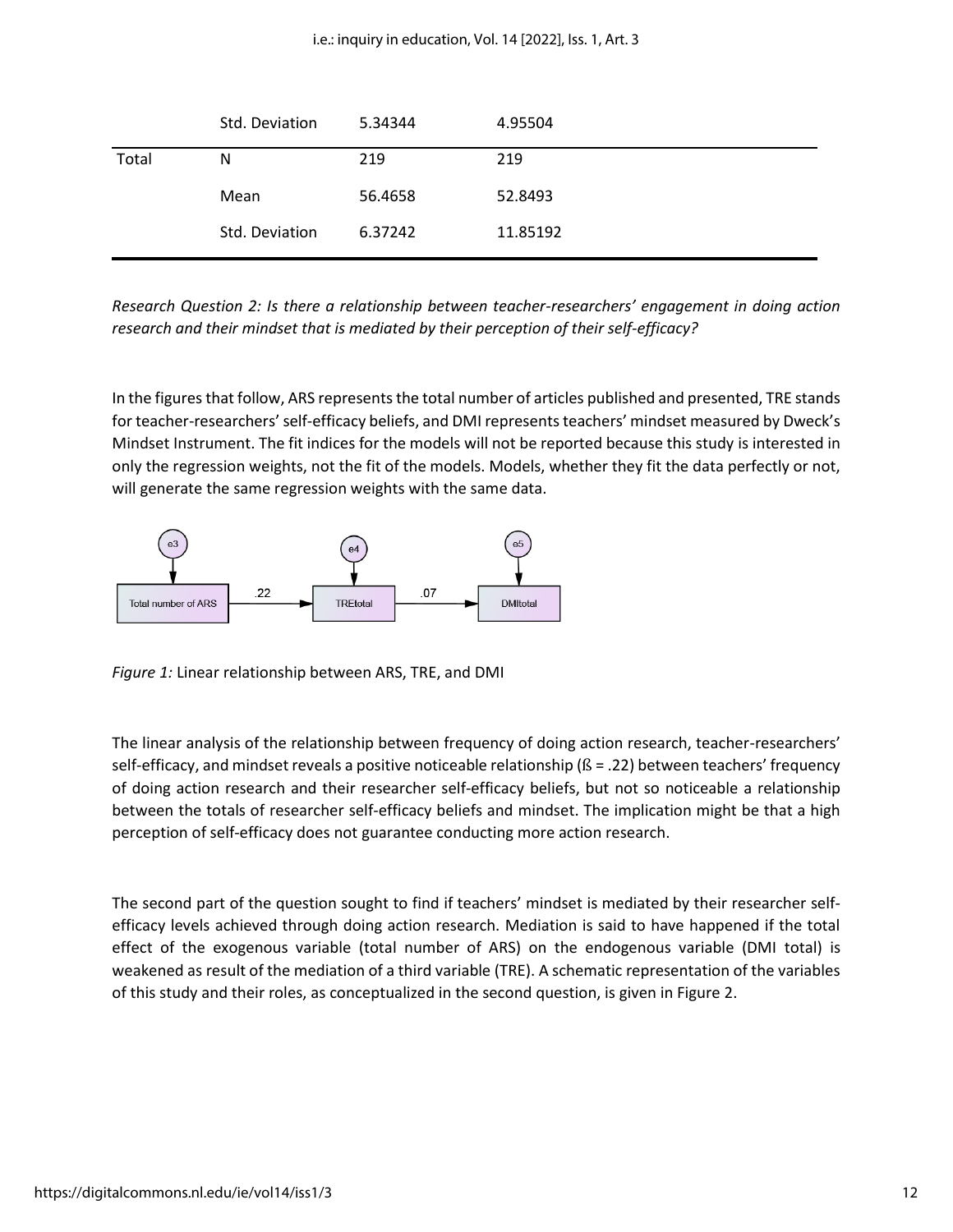| | Std. Deviation | 5.34344 | 4.95504 |
|---|---|---|---|
| Total | N | 219 | 219 |
| | Mean | 56.4658 | 52.8493 |
| | Std. Deviation | 6.37242 | 11.85192 |

*Research Question 2: Is there a relationship between teacher-researchers' engagement in doing action research and their mindset that is mediated by their perception of their self-efficacy?*

In the figures that follow, ARS represents the total number of articles published and presented, TRE stands for teacher-researchers' self-efficacy beliefs, and DMI represents teachers' mindset measured by Dweck's Mindset Instrument. The fit indices for the models will not be reported because this study is interested in only the regression weights, not the fit of the models. Models, whether they fit the data perfectly or not, will generate the same regression weights with the same data.

*Figure 1:* Linear relationship between ARS, TRE, and DMI

The linear analysis of the relationship between frequency of doing action research, teacher-researchers' self-efficacy, and mindset reveals a positive noticeable relationship (ß = .22) between teachers' frequency of doing action research and their researcher self-efficacy beliefs, but not so noticeable a relationship between the totals of researcher self-efficacy beliefs and mindset. The implication might be that a high perception of self-efficacy does not guarantee conducting more action research.

The second part of the question sought to find if teachers' mindset is mediated by their researcher self-efficacy levels achieved through doing action research. Mediation is said to have happened if the total effect of the exogenous variable (total number of ARS) on the endogenous variable (DMI total) is weakened as result of the mediation of a third variable (TRE). A schematic representation of the variables of this study and their roles, as conceptualized in the second question, is given in Figure 2.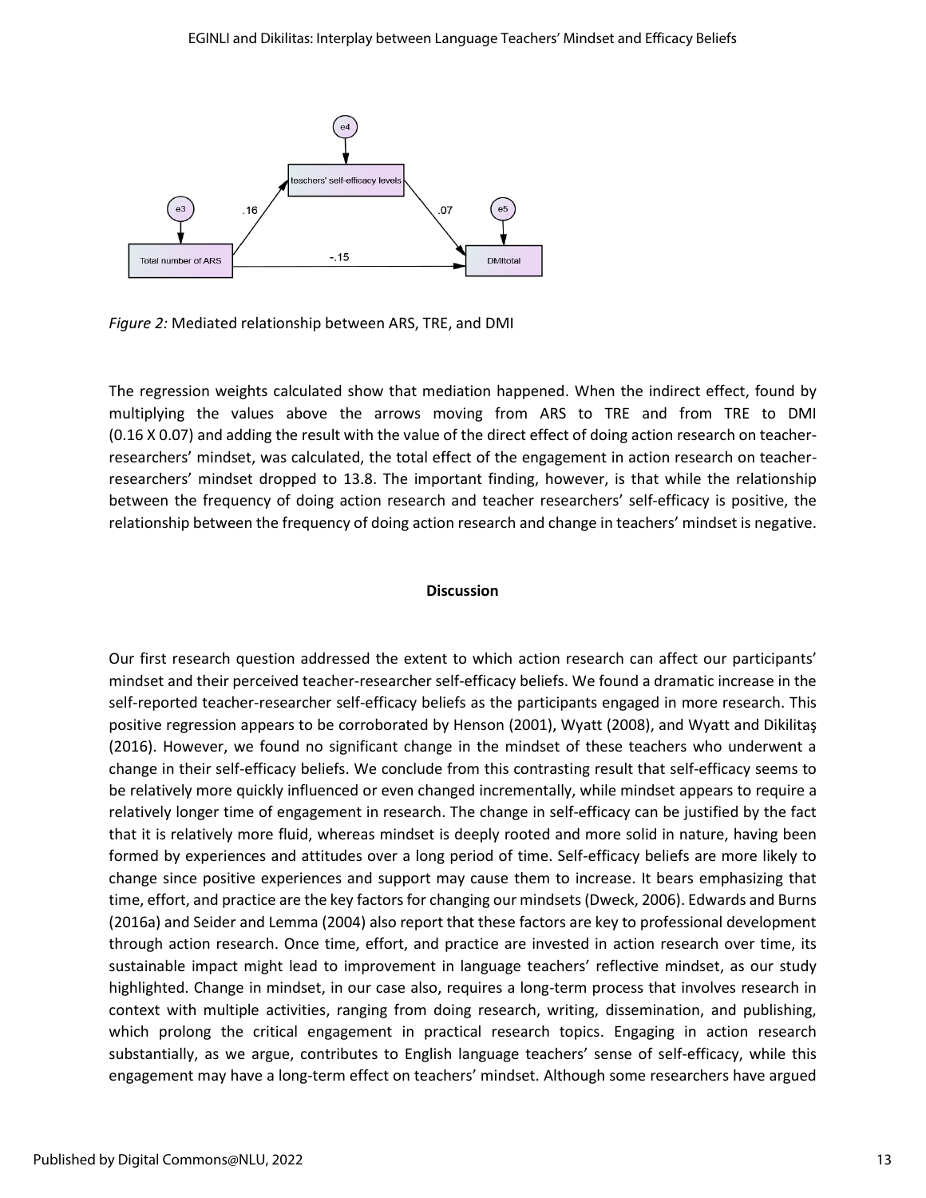*Figure 2:* Mediated relationship between ARS, TRE, and DMI

The regression weights calculated show that mediation happened. When the indirect effect, found by multiplying the values above the arrows moving from ARS to TRE and from TRE to DMI (0.16 X 0.07) and adding the result with the value of the direct effect of doing action research on teacher-researchers' mindset, was calculated, the total effect of the engagement in action research on teacher-researchers' mindset dropped to 13.8. The important finding, however, is that while the relationship between the frequency of doing action research and teacher researchers' self-efficacy is positive, the relationship between the frequency of doing action research and change in teachers' mindset is negative.

## Discussion

Our first research question addressed the extent to which action research can affect our participants' mindset and their perceived teacher-researcher self-efficacy beliefs. We found a dramatic increase in the self-reported teacher-researcher self-efficacy beliefs as the participants engaged in more research. This positive regression appears to be corroborated by Henson (2001), Wyatt (2008), and Wyatt and Dikilitaş (2016). However, we found no significant change in the mindset of these teachers who underwent a change in their self-efficacy beliefs. We conclude from this contrasting result that self-efficacy seems to be relatively more quickly influenced or even changed incrementally, while mindset appears to require a relatively longer time of engagement in research. The change in self-efficacy can be justified by the fact that it is relatively more fluid, whereas mindset is deeply rooted and more solid in nature, having been formed by experiences and attitudes over a long period of time. Self-efficacy beliefs are more likely to change since positive experiences and support may cause them to increase. It bears emphasizing that time, effort, and practice are the key factors for changing our mindsets (Dweck, 2006). Edwards and Burns (2016a) and Seider and Lemma (2004) also report that these factors are key to professional development through action research. Once time, effort, and practice are invested in action research over time, its sustainable impact might lead to improvement in language teachers' reflective mindset, as our study highlighted. Change in mindset, in our case also, requires a long-term process that involves research in context with multiple activities, ranging from doing research, writing, dissemination, and publishing, which prolong the critical engagement in practical research topics. Engaging in action research substantially, as we argue, contributes to English language teachers' sense of self-efficacy, while this engagement may have a long-term effect on teachers' mindset. Although some researchers have argued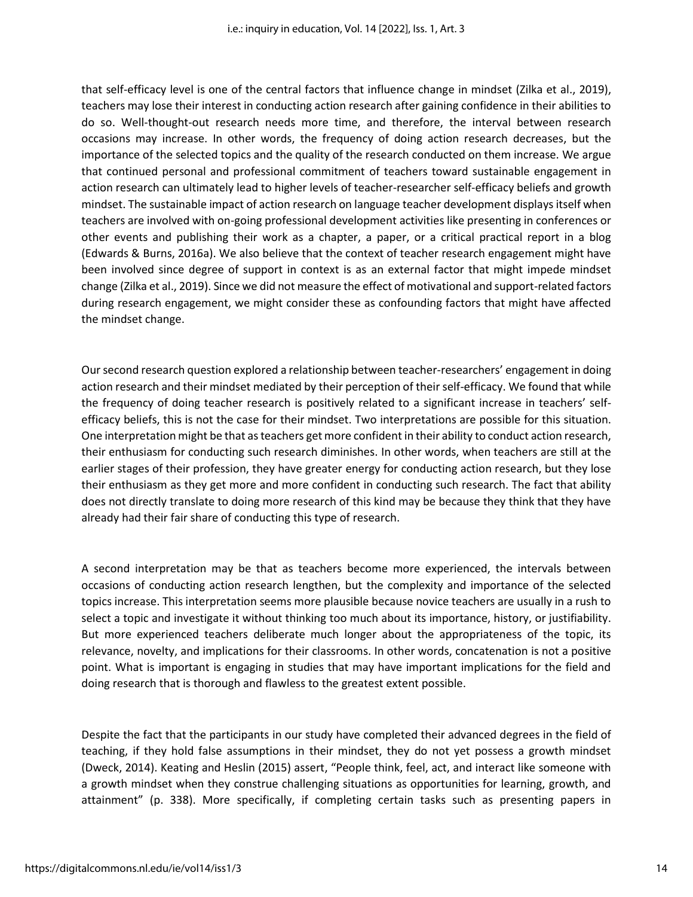that self-efficacy level is one of the central factors that influence change in mindset (Zilka et al., 2019), teachers may lose their interest in conducting action research after gaining confidence in their abilities to do so. Well-thought-out research needs more time, and therefore, the interval between research occasions may increase. In other words, the frequency of doing action research decreases, but the importance of the selected topics and the quality of the research conducted on them increase. We argue that continued personal and professional commitment of teachers toward sustainable engagement in action research can ultimately lead to higher levels of teacher-researcher self-efficacy beliefs and growth mindset. The sustainable impact of action research on language teacher development displays itself when teachers are involved with on-going professional development activities like presenting in conferences or other events and publishing their work as a chapter, a paper, or a critical practical report in a blog (Edwards & Burns, 2016a). We also believe that the context of teacher research engagement might have been involved since degree of support in context is as an external factor that might impede mindset change (Zilka et al., 2019). Since we did not measure the effect of motivational and support-related factors during research engagement, we might consider these as confounding factors that might have affected the mindset change.

Our second research question explored a relationship between teacher-researchers' engagement in doing action research and their mindset mediated by their perception of their self-efficacy. We found that while the frequency of doing teacher research is positively related to a significant increase in teachers' self-efficacy beliefs, this is not the case for their mindset. Two interpretations are possible for this situation. One interpretation might be that as teachers get more confident in their ability to conduct action research, their enthusiasm for conducting such research diminishes. In other words, when teachers are still at the earlier stages of their profession, they have greater energy for conducting action research, but they lose their enthusiasm as they get more and more confident in conducting such research. The fact that ability does not directly translate to doing more research of this kind may be because they think that they have already had their fair share of conducting this type of research.

A second interpretation may be that as teachers become more experienced, the intervals between occasions of conducting action research lengthen, but the complexity and importance of the selected topics increase. This interpretation seems more plausible because novice teachers are usually in a rush to select a topic and investigate it without thinking too much about its importance, history, or justifiability. But more experienced teachers deliberate much longer about the appropriateness of the topic, its relevance, novelty, and implications for their classrooms. In other words, concatenation is not a positive point. What is important is engaging in studies that may have important implications for the field and doing research that is thorough and flawless to the greatest extent possible.

Despite the fact that the participants in our study have completed their advanced degrees in the field of teaching, if they hold false assumptions in their mindset, they do not yet possess a growth mindset (Dweck, 2014). Keating and Heslin (2015) assert, "People think, feel, act, and interact like someone with a growth mindset when they construe challenging situations as opportunities for learning, growth, and attainment" (p. 338). More specifically, if completing certain tasks such as presenting papers in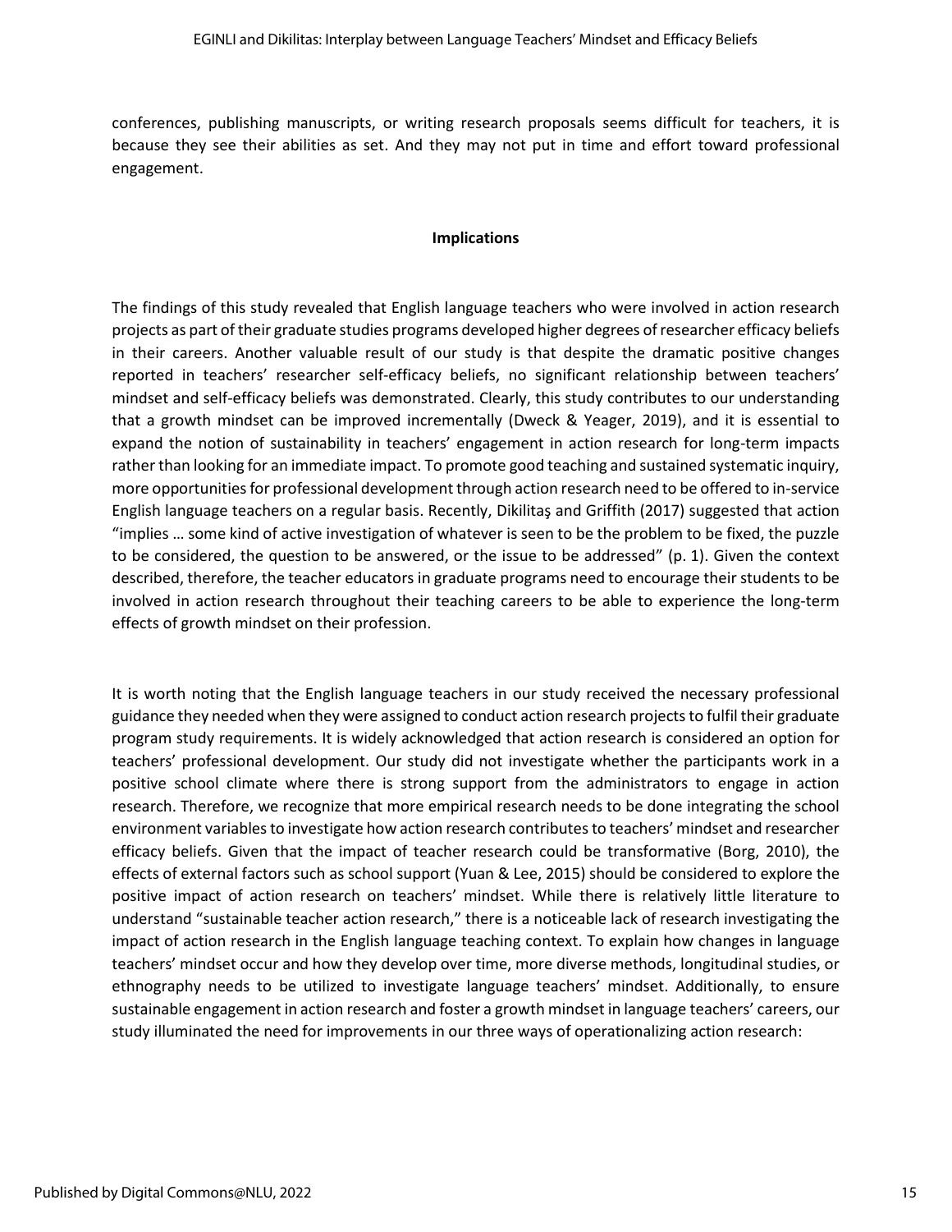conferences, publishing manuscripts, or writing research proposals seems difficult for teachers, it is because they see their abilities as set. And they may not put in time and effort toward professional engagement.

## Implications

The findings of this study revealed that English language teachers who were involved in action research projects as part of their graduate studies programs developed higher degrees of researcher efficacy beliefs in their careers. Another valuable result of our study is that despite the dramatic positive changes reported in teachers' researcher self-efficacy beliefs, no significant relationship between teachers' mindset and self-efficacy beliefs was demonstrated. Clearly, this study contributes to our understanding that a growth mindset can be improved incrementally (Dweck & Yeager, 2019), and it is essential to expand the notion of sustainability in teachers' engagement in action research for long-term impacts rather than looking for an immediate impact. To promote good teaching and sustained systematic inquiry, more opportunities for professional development through action research need to be offered to in-service English language teachers on a regular basis. Recently, Dikilitaş and Griffith (2017) suggested that action "implies … some kind of active investigation of whatever is seen to be the problem to be fixed, the puzzle to be considered, the question to be answered, or the issue to be addressed" (p. 1). Given the context described, therefore, the teacher educators in graduate programs need to encourage their students to be involved in action research throughout their teaching careers to be able to experience the long-term effects of growth mindset on their profession.

It is worth noting that the English language teachers in our study received the necessary professional guidance they needed when they were assigned to conduct action research projects to fulfil their graduate program study requirements. It is widely acknowledged that action research is considered an option for teachers' professional development. Our study did not investigate whether the participants work in a positive school climate where there is strong support from the administrators to engage in action research. Therefore, we recognize that more empirical research needs to be done integrating the school environment variables to investigate how action research contributes to teachers' mindset and researcher efficacy beliefs. Given that the impact of teacher research could be transformative (Borg, 2010), the effects of external factors such as school support (Yuan & Lee, 2015) should be considered to explore the positive impact of action research on teachers' mindset. While there is relatively little literature to understand "sustainable teacher action research," there is a noticeable lack of research investigating the impact of action research in the English language teaching context. To explain how changes in language teachers' mindset occur and how they develop over time, more diverse methods, longitudinal studies, or ethnography needs to be utilized to investigate language teachers' mindset. Additionally, to ensure sustainable engagement in action research and foster a growth mindset in language teachers' careers, our study illuminated the need for improvements in our three ways of operationalizing action research: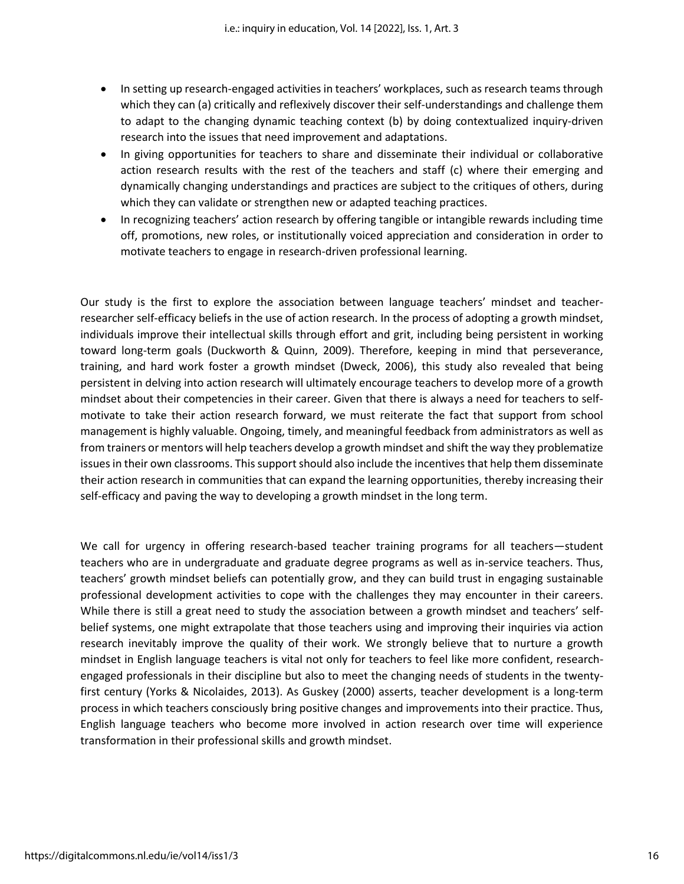- In setting up research-engaged activities in teachers' workplaces, such as research teams through which they can (a) critically and reflexively discover their self-understandings and challenge them to adapt to the changing dynamic teaching context (b) by doing contextualized inquiry-driven research into the issues that need improvement and adaptations.
- In giving opportunities for teachers to share and disseminate their individual or collaborative action research results with the rest of the teachers and staff (c) where their emerging and dynamically changing understandings and practices are subject to the critiques of others, during which they can validate or strengthen new or adapted teaching practices.
- In recognizing teachers' action research by offering tangible or intangible rewards including time off, promotions, new roles, or institutionally voiced appreciation and consideration in order to motivate teachers to engage in research-driven professional learning.

Our study is the first to explore the association between language teachers' mindset and teacher-researcher self-efficacy beliefs in the use of action research. In the process of adopting a growth mindset, individuals improve their intellectual skills through effort and grit, including being persistent in working toward long-term goals (Duckworth & Quinn, 2009). Therefore, keeping in mind that perseverance, training, and hard work foster a growth mindset (Dweck, 2006), this study also revealed that being persistent in delving into action research will ultimately encourage teachers to develop more of a growth mindset about their competencies in their career. Given that there is always a need for teachers to self-motivate to take their action research forward, we must reiterate the fact that support from school management is highly valuable. Ongoing, timely, and meaningful feedback from administrators as well as from trainers or mentors will help teachers develop a growth mindset and shift the way they problematize issues in their own classrooms. This support should also include the incentives that help them disseminate their action research in communities that can expand the learning opportunities, thereby increasing their self-efficacy and paving the way to developing a growth mindset in the long term.

We call for urgency in offering research-based teacher training programs for all teachers—student teachers who are in undergraduate and graduate degree programs as well as in-service teachers. Thus, teachers' growth mindset beliefs can potentially grow, and they can build trust in engaging sustainable professional development activities to cope with the challenges they may encounter in their careers. While there is still a great need to study the association between a growth mindset and teachers' self-belief systems, one might extrapolate that those teachers using and improving their inquiries via action research inevitably improve the quality of their work. We strongly believe that to nurture a growth mindset in English language teachers is vital not only for teachers to feel like more confident, research-engaged professionals in their discipline but also to meet the changing needs of students in the twenty-first century (Yorks & Nicolaides, 2013). As Guskey (2000) asserts, teacher development is a long-term process in which teachers consciously bring positive changes and improvements into their practice. Thus, English language teachers who become more involved in action research over time will experience transformation in their professional skills and growth mindset.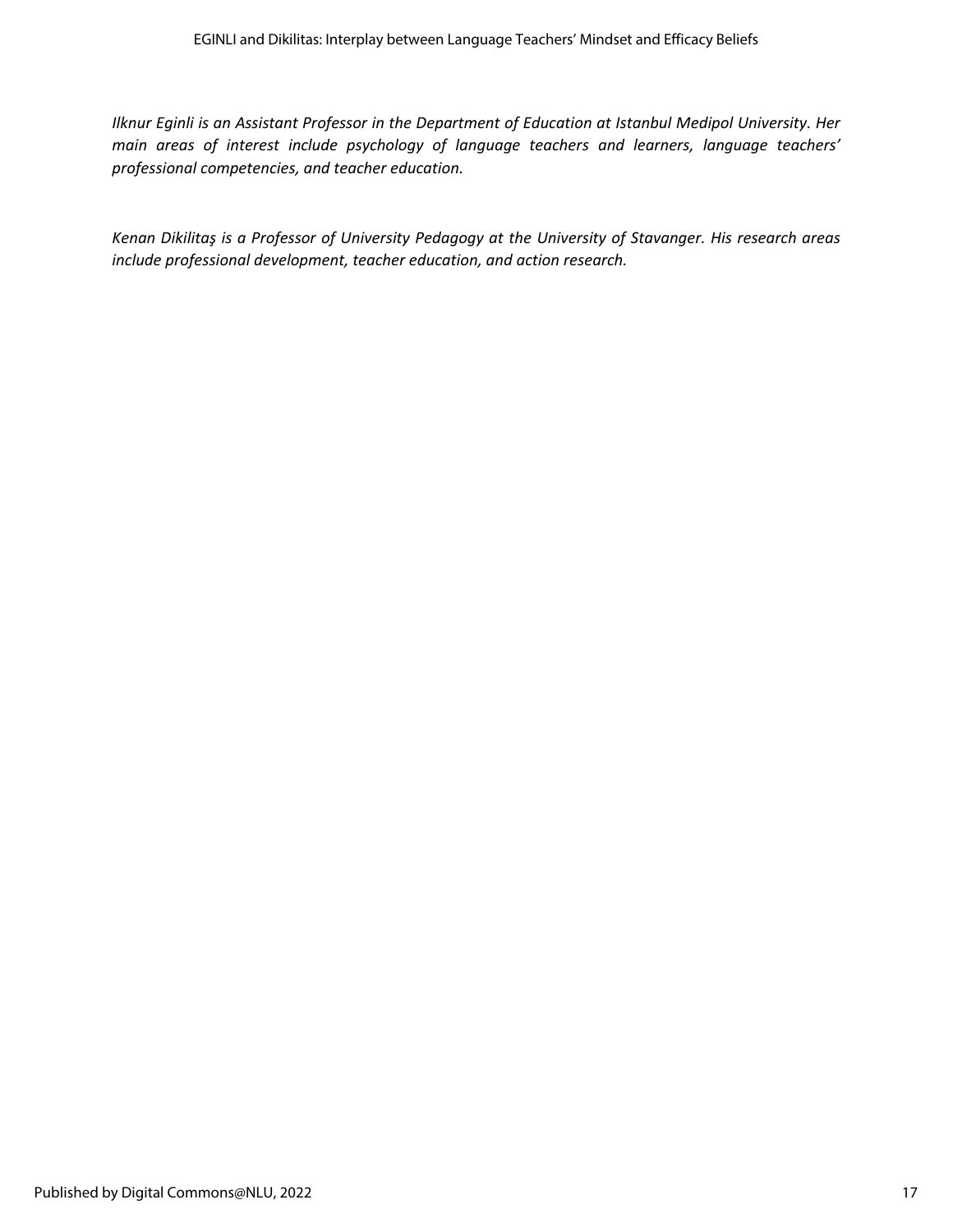*Ilknur Eginli is an Assistant Professor in the Department of Education at Istanbul Medipol University. Her main areas of interest include psychology of language teachers and learners, language teachers' professional competencies, and teacher education.*

*Kenan Dikilitaş is a Professor of University Pedagogy at the University of Stavanger. His research areas include professional development, teacher education, and action research.*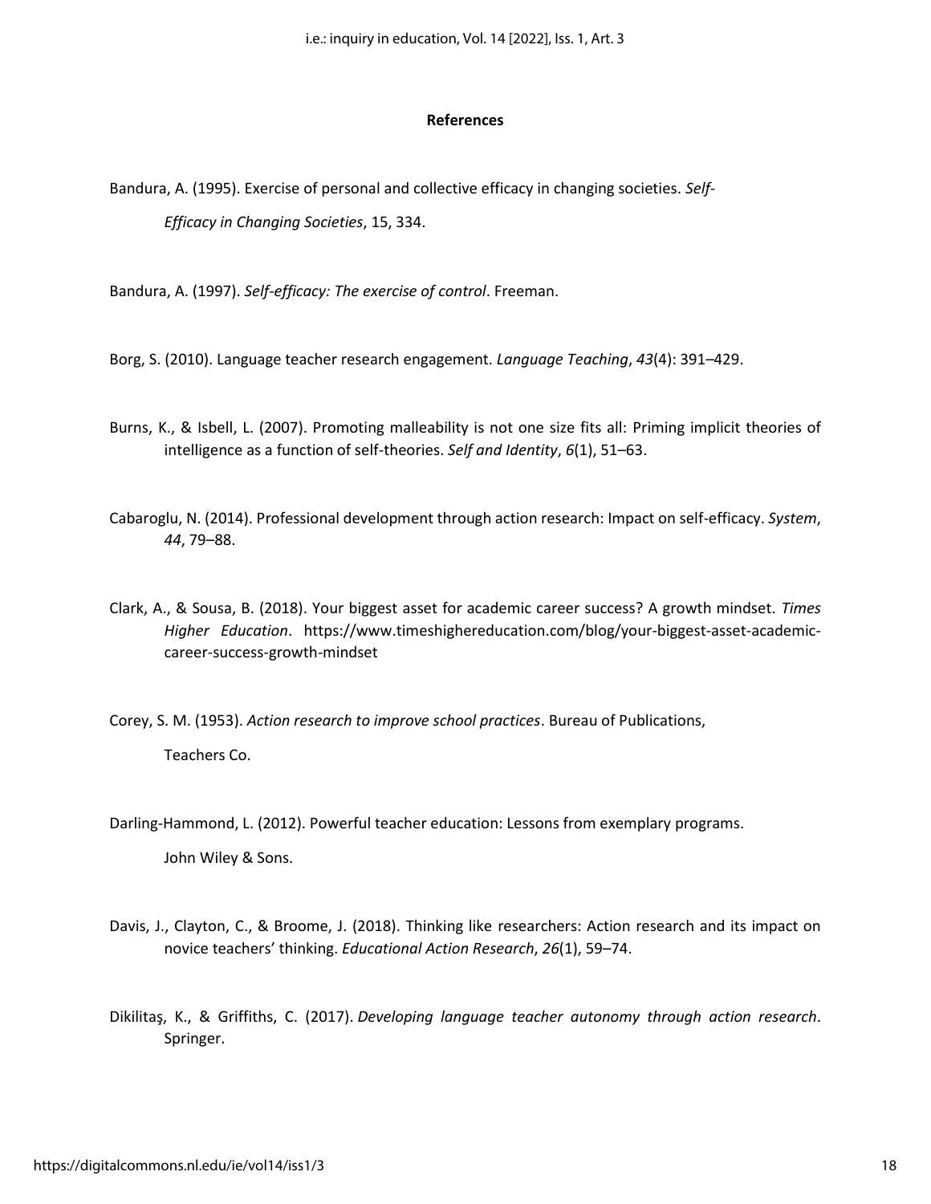**References**

Bandura, A. (1995). Exercise of personal and collective efficacy in changing societies. *Self-Efficacy in Changing Societies*, 15, 334.

Bandura, A. (1997). *Self-efficacy: The exercise of control*. Freeman.

Borg, S. (2010). Language teacher research engagement. *Language Teaching*, *43*(4): 391–429.

Burns, K., & Isbell, L. (2007). Promoting malleability is not one size fits all: Priming implicit theories of intelligence as a function of self-theories. *Self and Identity*, *6*(1), 51–63.

Cabaroglu, N. (2014). Professional development through action research: Impact on self-efficacy. *System*, *44*, 79–88.

Clark, A., & Sousa, B. (2018). Your biggest asset for academic career success? A growth mindset. *Times Higher Education*. https://www.timeshighereducation.com/blog/your-biggest-asset-academic-career-success-growth-mindset

Corey, S. M. (1953). *Action research to improve school practices*. Bureau of Publications, Teachers Co.

Darling-Hammond, L. (2012). Powerful teacher education: Lessons from exemplary programs. John Wiley & Sons.

Davis, J., Clayton, C., & Broome, J. (2018). Thinking like researchers: Action research and its impact on novice teachers' thinking. *Educational Action Research*, *26*(1), 59–74.

Dikilitaş, K., & Griffiths, C. (2017). *Developing language teacher autonomy through action research*. Springer.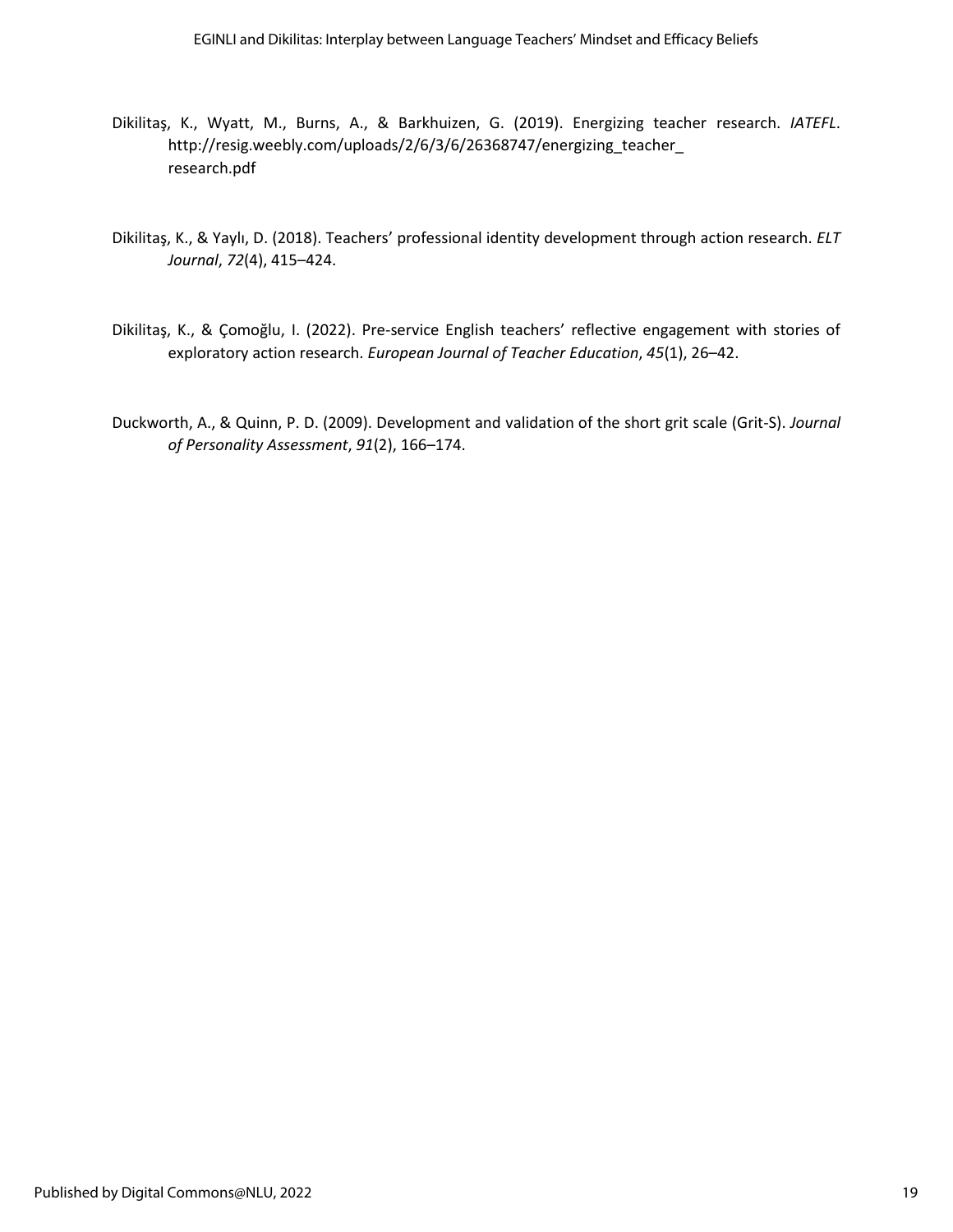Dikilitaş, K., Wyatt, M., Burns, A., & Barkhuizen, G. (2019). Energizing teacher research. *IATEFL*. http://resig.weebly.com/uploads/2/6/3/6/26368747/energizing_teacher_research.pdf

Dikilitaş, K., & Yaylı, D. (2018). Teachers' professional identity development through action research. *ELT Journal*, *72*(4), 415–424.

Dikilitaş, K., & Çomoğlu, I. (2022). Pre-service English teachers' reflective engagement with stories of exploratory action research. *European Journal of Teacher Education*, *45*(1), 26–42.

Duckworth, A., & Quinn, P. D. (2009). Development and validation of the short grit scale (Grit-S). *Journal of Personality Assessment*, *91*(2), 166–174.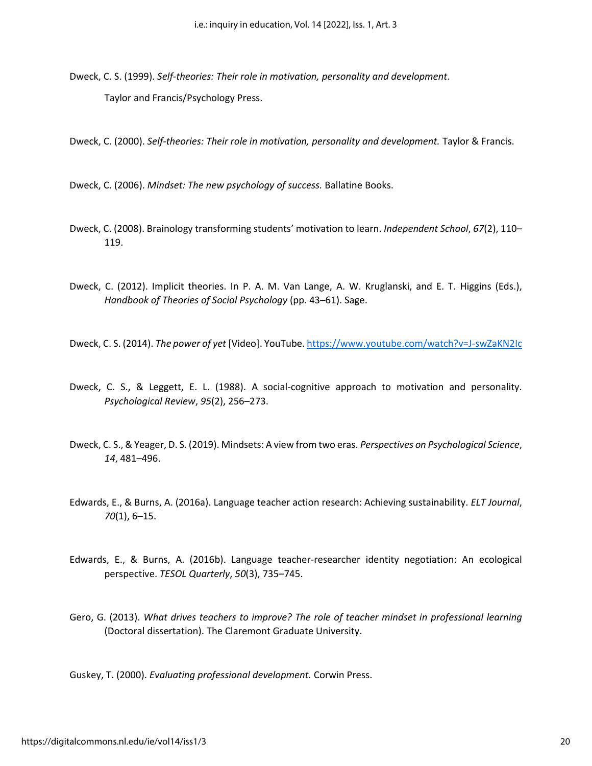Dweck, C. S. (1999). *Self-theories: Their role in motivation, personality and development*. Taylor and Francis/Psychology Press.

Dweck, C. (2000). *Self-theories: Their role in motivation, personality and development.* Taylor & Francis.

Dweck, C. (2006). *Mindset: The new psychology of success.* Ballatine Books.

Dweck, C. (2008). Brainology transforming students' motivation to learn. *Independent School*, *67*(2), 110–119.

Dweck, C. (2012). Implicit theories. In P. A. M. Van Lange, A. W. Kruglanski, and E. T. Higgins (Eds.), *Handbook of Theories of Social Psychology* (pp. 43–61). Sage.

Dweck, C. S. (2014). *The power of yet* [Video]. YouTube. https://www.youtube.com/watch?v=J-swZaKN2Ic

Dweck, C. S., & Leggett, E. L. (1988). A social-cognitive approach to motivation and personality. *Psychological Review*, *95*(2), 256–273.

Dweck, C. S., & Yeager, D. S. (2019). Mindsets: A view from two eras. *Perspectives on Psychological Science*, *14*, 481–496.

Edwards, E., & Burns, A. (2016a). Language teacher action research: Achieving sustainability. *ELT Journal*, *70*(1), 6–15.

Edwards, E., & Burns, A. (2016b). Language teacher-researcher identity negotiation: An ecological perspective. *TESOL Quarterly*, *50*(3), 735–745.

Gero, G. (2013). *What drives teachers to improve? The role of teacher mindset in professional learning* (Doctoral dissertation). The Claremont Graduate University.

Guskey, T. (2000). *Evaluating professional development.* Corwin Press.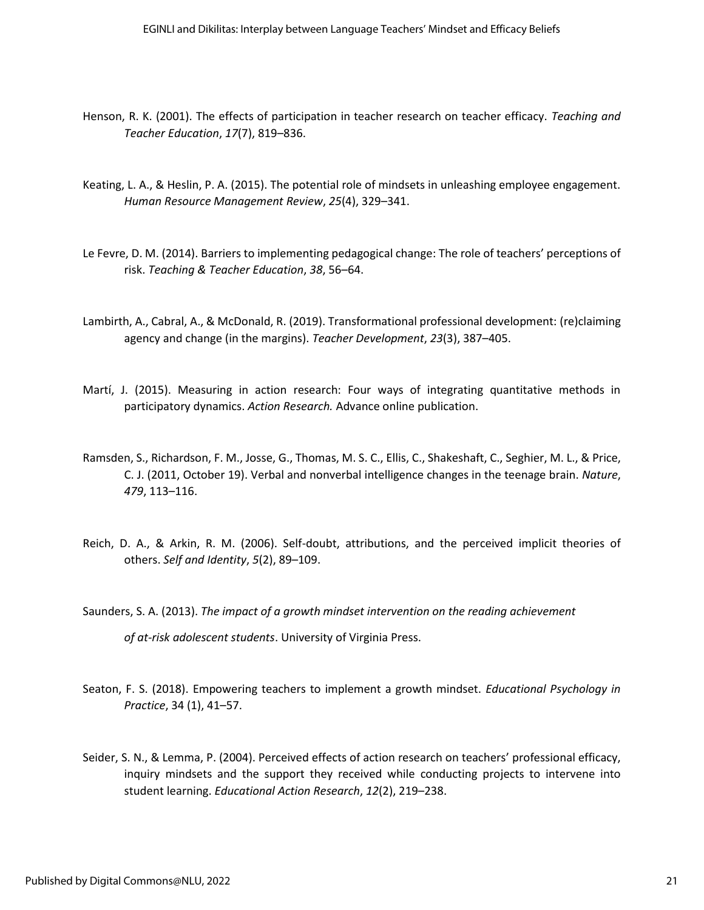Henson, R. K. (2001). The effects of participation in teacher research on teacher efficacy. *Teaching and Teacher Education*, *17*(7), 819–836.

Keating, L. A., & Heslin, P. A. (2015). The potential role of mindsets in unleashing employee engagement. *Human Resource Management Review*, *25*(4), 329–341.

Le Fevre, D. M. (2014). Barriers to implementing pedagogical change: The role of teachers' perceptions of risk. *Teaching & Teacher Education*, *38*, 56–64.

Lambirth, A., Cabral, A., & McDonald, R. (2019). Transformational professional development: (re)claiming agency and change (in the margins). *Teacher Development*, *23*(3), 387–405.

Martí, J. (2015). Measuring in action research: Four ways of integrating quantitative methods in participatory dynamics. *Action Research.* Advance online publication.

Ramsden, S., Richardson, F. M., Josse, G., Thomas, M. S. C., Ellis, C., Shakeshaft, C., Seghier, M. L., & Price, C. J. (2011, October 19). Verbal and nonverbal intelligence changes in the teenage brain. *Nature*, *479*, 113–116.

Reich, D. A., & Arkin, R. M. (2006). Self-doubt, attributions, and the perceived implicit theories of others. *Self and Identity*, *5*(2), 89–109.

Saunders, S. A. (2013). *The impact of a growth mindset intervention on the reading achievement of at-risk adolescent students*. University of Virginia Press.

Seaton, F. S. (2018). Empowering teachers to implement a growth mindset. *Educational Psychology in Practice*, 34 (1), 41–57.

Seider, S. N., & Lemma, P. (2004). Perceived effects of action research on teachers' professional efficacy, inquiry mindsets and the support they received while conducting projects to intervene into student learning. *Educational Action Research*, *12*(2), 219–238.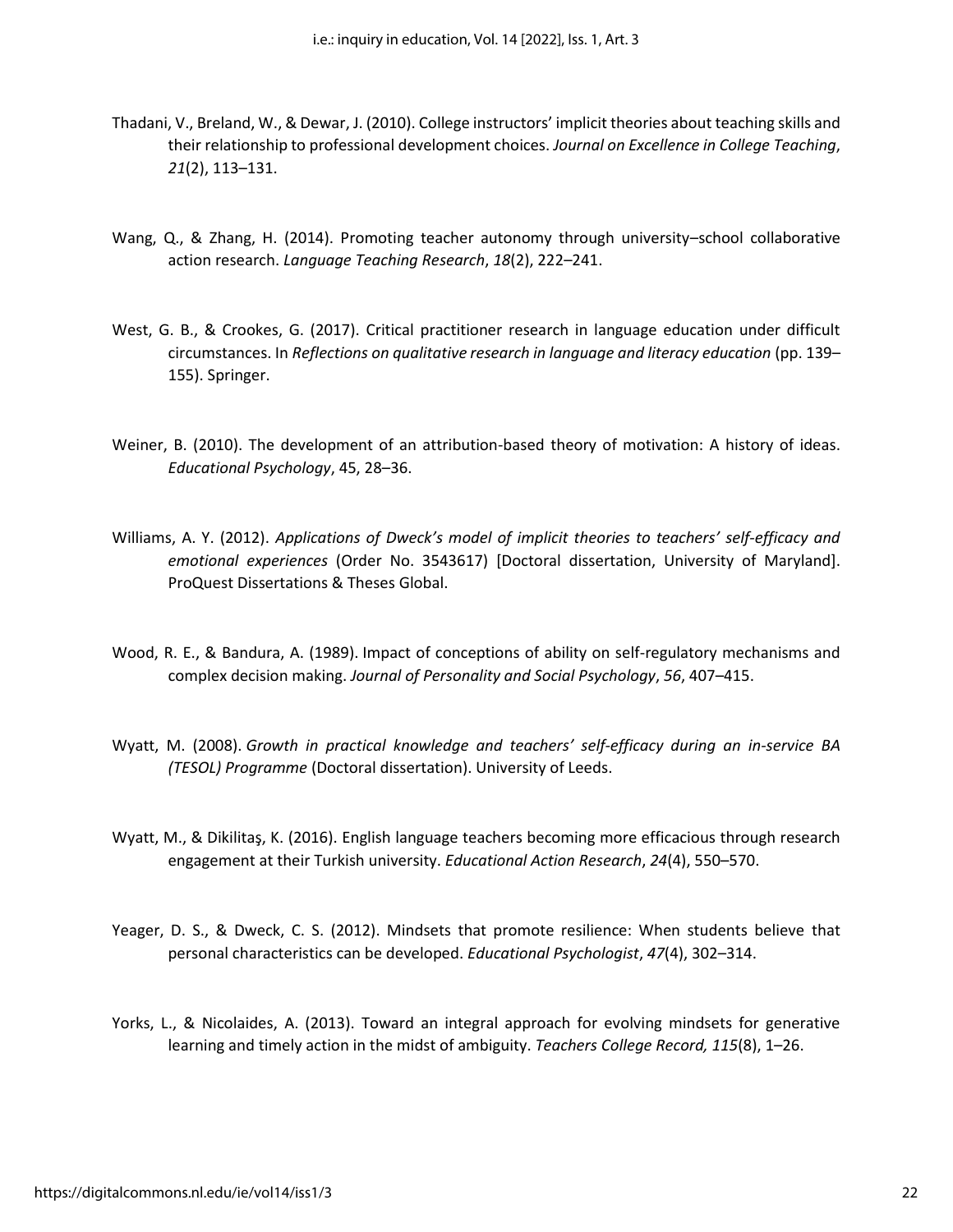Thadani, V., Breland, W., & Dewar, J. (2010). College instructors' implicit theories about teaching skills and their relationship to professional development choices. *Journal on Excellence in College Teaching*, *21*(2), 113–131.

Wang, Q., & Zhang, H. (2014). Promoting teacher autonomy through university–school collaborative action research. *Language Teaching Research*, *18*(2), 222–241.

West, G. B., & Crookes, G. (2017). Critical practitioner research in language education under difficult circumstances. In *Reflections on qualitative research in language and literacy education* (pp. 139–155). Springer.

Weiner, B. (2010). The development of an attribution-based theory of motivation: A history of ideas. *Educational Psychology*, 45, 28–36.

Williams, A. Y. (2012). *Applications of Dweck's model of implicit theories to teachers' self-efficacy and emotional experiences* (Order No. 3543617) [Doctoral dissertation, University of Maryland]. ProQuest Dissertations & Theses Global.

Wood, R. E., & Bandura, A. (1989). Impact of conceptions of ability on self-regulatory mechanisms and complex decision making. *Journal of Personality and Social Psychology*, *56*, 407–415.

Wyatt, M. (2008). *Growth in practical knowledge and teachers' self-efficacy during an in-service BA (TESOL) Programme* (Doctoral dissertation). University of Leeds.

Wyatt, M., & Dikilitaş, K. (2016). English language teachers becoming more efficacious through research engagement at their Turkish university. *Educational Action Research*, *24*(4), 550–570.

Yeager, D. S., & Dweck, C. S. (2012). Mindsets that promote resilience: When students believe that personal characteristics can be developed. *Educational Psychologist*, *47*(4), 302–314.

Yorks, L., & Nicolaides, A. (2013). Toward an integral approach for evolving mindsets for generative learning and timely action in the midst of ambiguity. *Teachers College Record, 115*(8), 1–26.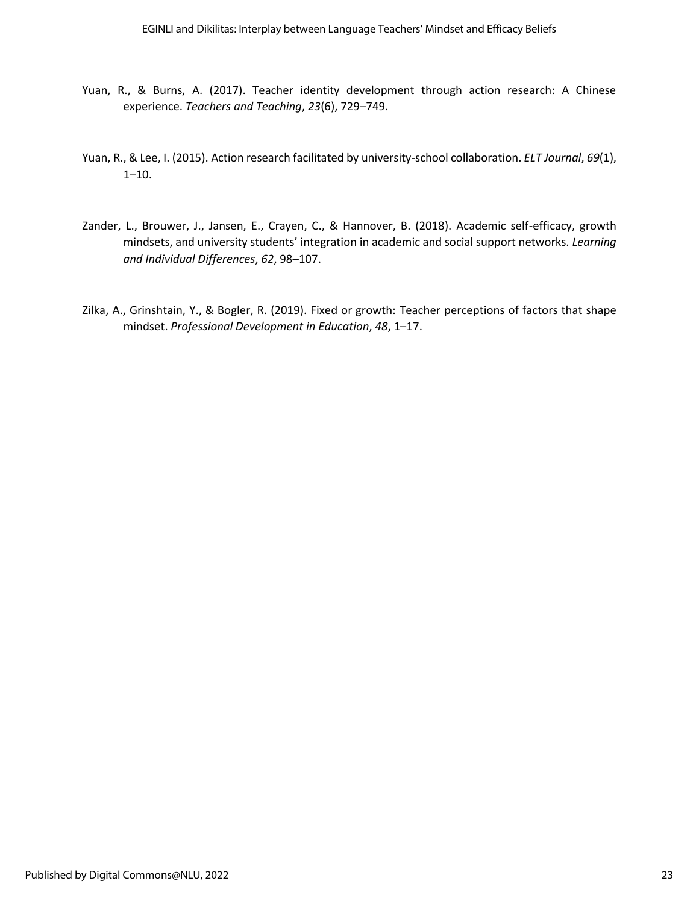Yuan, R., & Burns, A. (2017). Teacher identity development through action research: A Chinese experience. *Teachers and Teaching*, *23*(6), 729–749.

Yuan, R., & Lee, I. (2015). Action research facilitated by university-school collaboration. *ELT Journal*, *69*(1), 1–10.

Zander, L., Brouwer, J., Jansen, E., Crayen, C., & Hannover, B. (2018). Academic self-efficacy, growth mindsets, and university students' integration in academic and social support networks. *Learning and Individual Differences*, *62*, 98–107.

Zilka, A., Grinshtain, Y., & Bogler, R. (2019). Fixed or growth: Teacher perceptions of factors that shape mindset. *Professional Development in Education*, *48*, 1–17.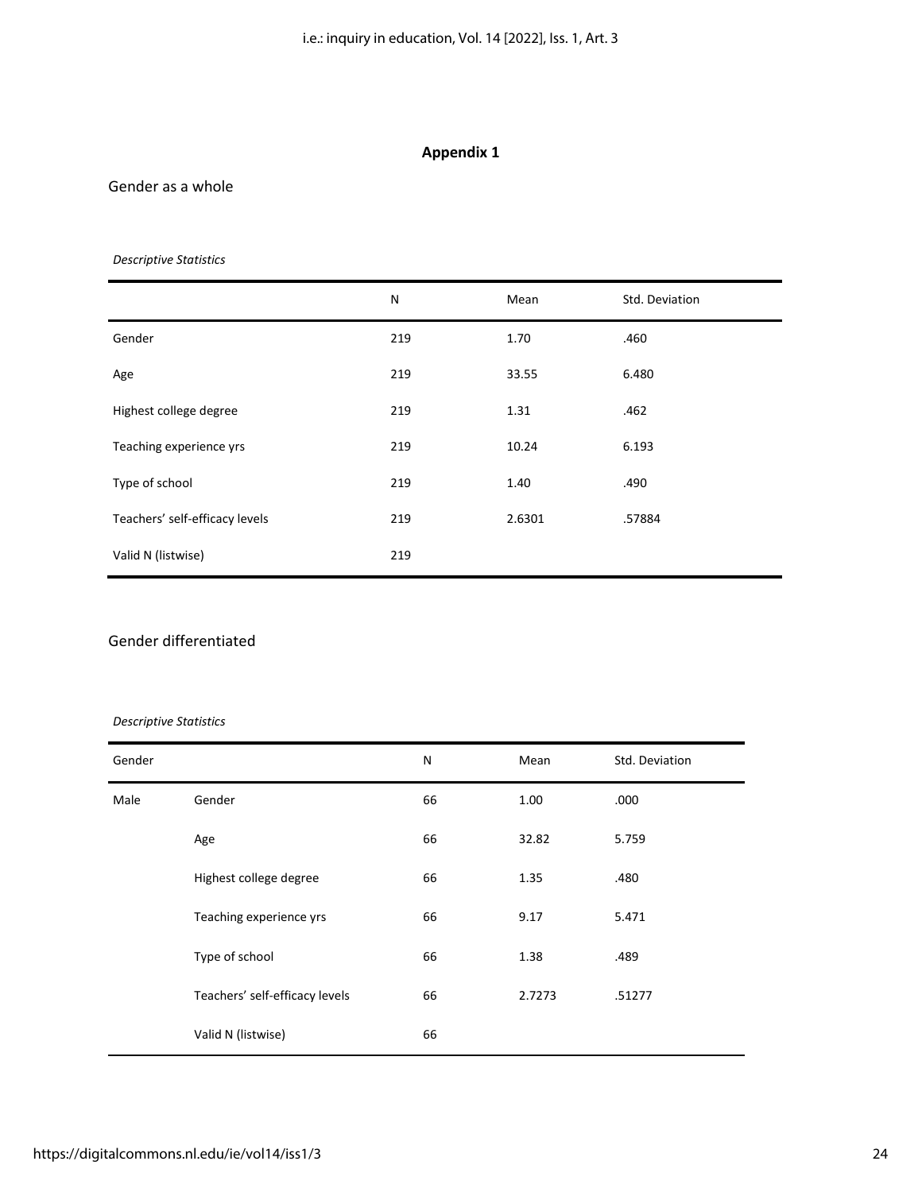# Appendix 1

Gender as a whole

*Descriptive Statistics*

| | N | Mean | Std. Deviation |
|---|---|---|---|
| Gender | 219 | 1.70 | .460 |
| Age | 219 | 33.55 | 6.480 |
| Highest college degree | 219 | 1.31 | .462 |
| Teaching experience yrs | 219 | 10.24 | 6.193 |
| Type of school | 219 | 1.40 | .490 |
| Teachers' self-efficacy levels | 219 | 2.6301 | .57884 |
| Valid N (listwise) | 219 | | |

Gender differentiated

*Descriptive Statistics*

| Gender | | N | Mean | Std. Deviation |
|---|---|---|---|---|
| Male | Gender | 66 | 1.00 | .000 |
| | Age | 66 | 32.82 | 5.759 |
| | Highest college degree | 66 | 1.35 | .480 |
| | Teaching experience yrs | 66 | 9.17 | 5.471 |
| | Type of school | 66 | 1.38 | .489 |
| | Teachers' self-efficacy levels | 66 | 2.7273 | .51277 |
| | Valid N (listwise) | 66 | | |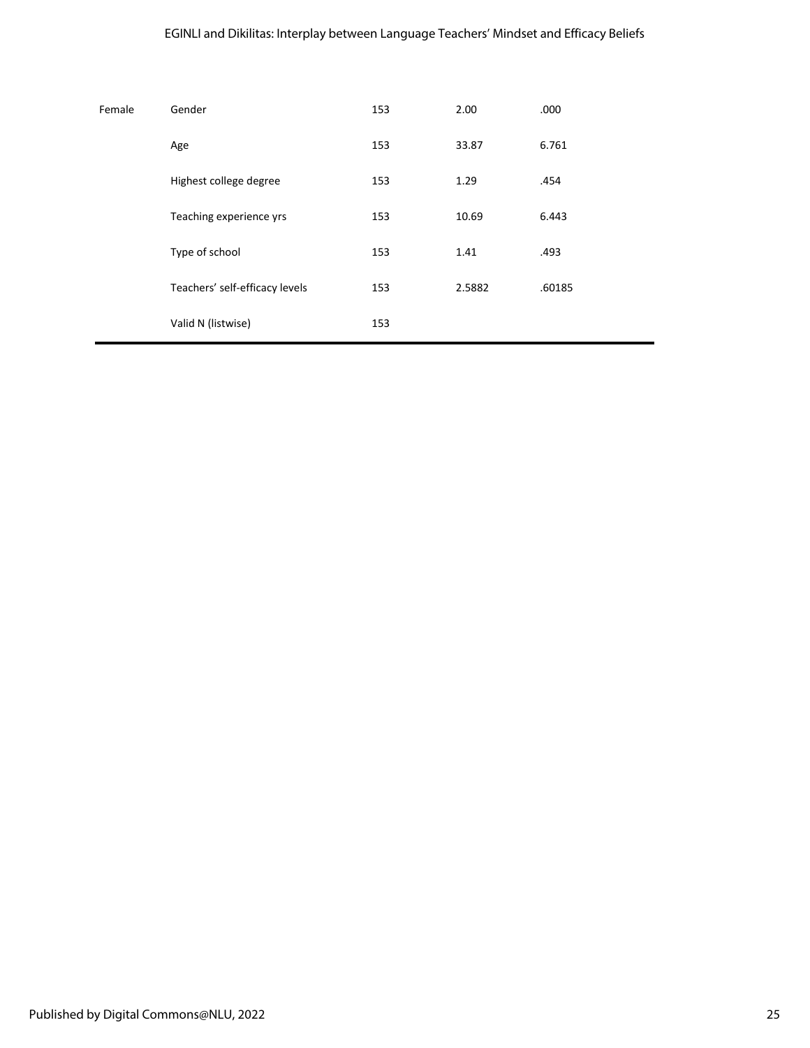| | | | | |
|---|---|---|---|---|
| Female | Gender | 153 | 2.00 | .000 |
| | Age | 153 | 33.87 | 6.761 |
| | Highest college degree | 153 | 1.29 | .454 |
| | Teaching experience yrs | 153 | 10.69 | 6.443 |
| | Type of school | 153 | 1.41 | .493 |
| | Teachers' self-efficacy levels | 153 | 2.5882 | .60185 |
| | Valid N (listwise) | 153 | | |